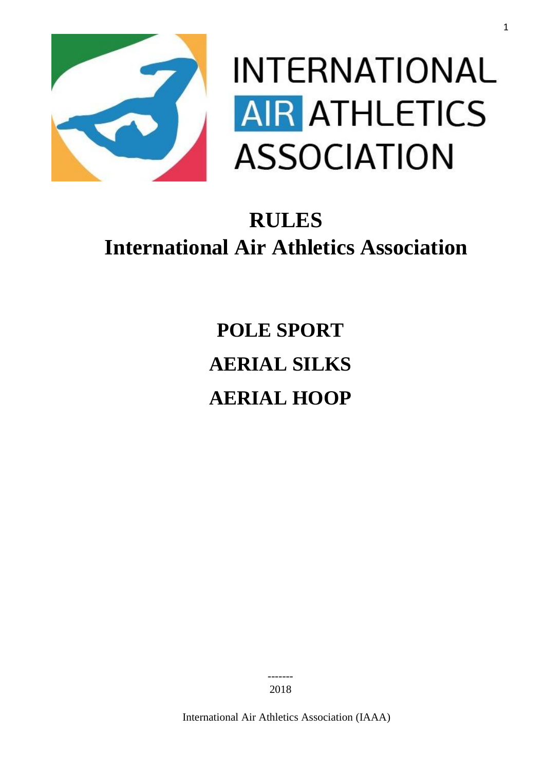INTERNATIONAL AIR ATHLETICS ASSOCIATION

# RULES
# International Air Athletics Association

## POLE SPORT
## AERIAL SILKS
## AERIAL HOOP

-------
2018

International Air Athletics Association (IAAA)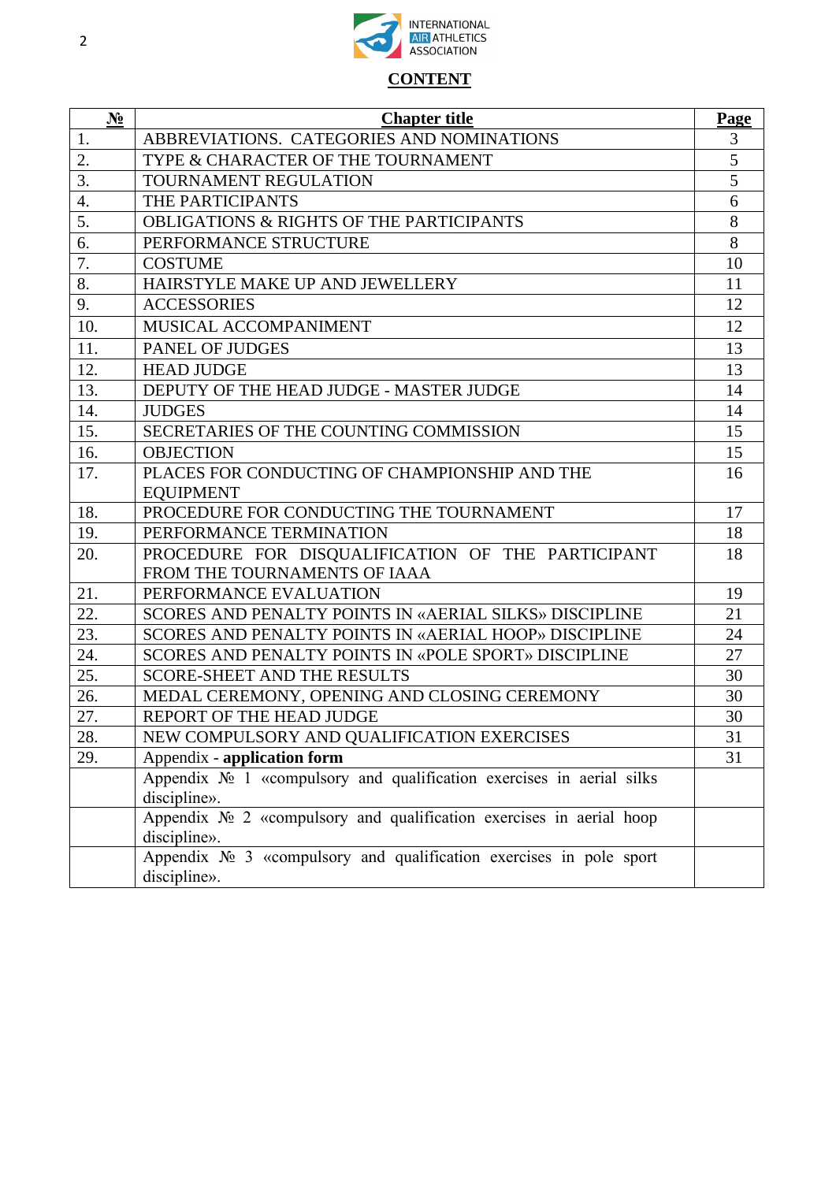INTERNATIONAL AIR ATHLETICS ASSOCIATION

## CONTENT

| **№** | **Chapter title** | **Page** |
|---|---|---|
| 1. | ABBREVIATIONS. CATEGORIES AND NOMINATIONS | 3 |
| 2. | TYPE & CHARACTER OF THE TOURNAMENT | 5 |
| 3. | TOURNAMENT REGULATION | 5 |
| 4. | THE PARTICIPANTS | 6 |
| 5. | OBLIGATIONS & RIGHTS OF THE PARTICIPANTS | 8 |
| 6. | PERFORMANCE STRUCTURE | 8 |
| 7. | COSTUME | 10 |
| 8. | HAIRSTYLE MAKE UP AND JEWELLERY | 11 |
| 9. | ACCESSORIES | 12 |
| 10. | MUSICAL ACCOMPANIMENT | 12 |
| 11. | PANEL OF JUDGES | 13 |
| 12. | HEAD JUDGE | 13 |
| 13. | DEPUTY OF THE HEAD JUDGE - MASTER JUDGE | 14 |
| 14. | JUDGES | 14 |
| 15. | SECRETARIES OF THE COUNTING COMMISSION | 15 |
| 16. | OBJECTION | 15 |
| 17. | PLACES FOR CONDUCTING OF CHAMPIONSHIP AND THE EQUIPMENT | 16 |
| 18. | PROCEDURE FOR CONDUCTING THE TOURNAMENT | 17 |
| 19. | PERFORMANCE TERMINATION | 18 |
| 20. | PROCEDURE FOR DISQUALIFICATION OF THE PARTICIPANT FROM THE TOURNAMENTS OF IAAA | 18 |
| 21. | PERFORMANCE EVALUATION | 19 |
| 22. | SCORES AND PENALTY POINTS IN «AERIAL SILKS» DISCIPLINE | 21 |
| 23. | SCORES AND PENALTY POINTS IN «AERIAL HOOP» DISCIPLINE | 24 |
| 24. | SCORES AND PENALTY POINTS IN «POLE SPORT» DISCIPLINE | 27 |
| 25. | SCORE-SHEET AND THE RESULTS | 30 |
| 26. | MEDAL CEREMONY, OPENING AND CLOSING CEREMONY | 30 |
| 27. | REPORT OF THE HEAD JUDGE | 30 |
| 28. | NEW COMPULSORY AND QUALIFICATION EXERCISES | 31 |
| 29. | Appendix - **application form** | 31 |
| | Appendix № 1 «compulsory and qualification exercises in aerial silks discipline». | |
| | Appendix № 2 «compulsory and qualification exercises in aerial hoop discipline». | |
| | Appendix № 3 «compulsory and qualification exercises in pole sport discipline». | |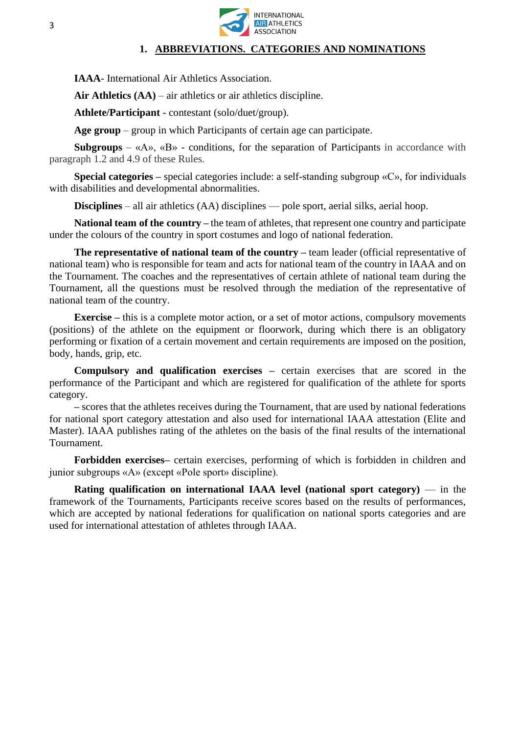## 1. ABBREVIATIONS. CATEGORIES AND NOMINATIONS

**IAAA**- International Air Athletics Association.

**Air Athletics (AA)** – air athletics or air athletics discipline.

**Athlete/Participant** - contestant (solo/duet/group).

**Age group** – group in which Participants of certain age can participate.

**Subgroups** – «A», «B» - conditions, for the separation of Participants in accordance with paragraph 1.2 and 4.9 of these Rules.

**Special categories –** special categories include: a self-standing subgroup «C», for individuals with disabilities and developmental abnormalities.

**Disciplines** – all air athletics (AA) disciplines — pole sport, aerial silks, aerial hoop.

**National team of the country –** the team of athletes, that represent one country and participate under the colours of the country in sport costumes and logo of national federation.

**The representative of national team of the country –** team leader (official representative of national team) who is responsible for team and acts for national team of the country in IAAA and on the Tournament. The coaches and the representatives of certain athlete of national team during the Tournament, all the questions must be resolved through the mediation of the representative of national team of the country.

**Exercise –** this is a complete motor action, or a set of motor actions, compulsory movements (positions) of the athlete on the equipment or floorwork, during which there is an obligatory performing or fixation of a certain movement and certain requirements are imposed on the position, body, hands, grip, etc.

**Compulsory and qualification exercises –** certain exercises that are scored in the performance of the Participant and which are registered for qualification of the athlete for sports category.

**–** scores that the athletes receives during the Tournament, that are used by national federations for national sport category attestation and also used for international IAAA attestation (Elite and Master). IAAA publishes rating of the athletes on the basis of the final results of the international Tournament.

**Forbidden exercises–** certain exercises, performing of which is forbidden in children and junior subgroups «A» (except «Pole sport» discipline).

**Rating qualification on international IAAA level (national sport category)** — in the framework of the Tournaments, Participants receive scores based on the results of performances, which are accepted by national federations for qualification on national sports categories and are used for international attestation of athletes through IAAA.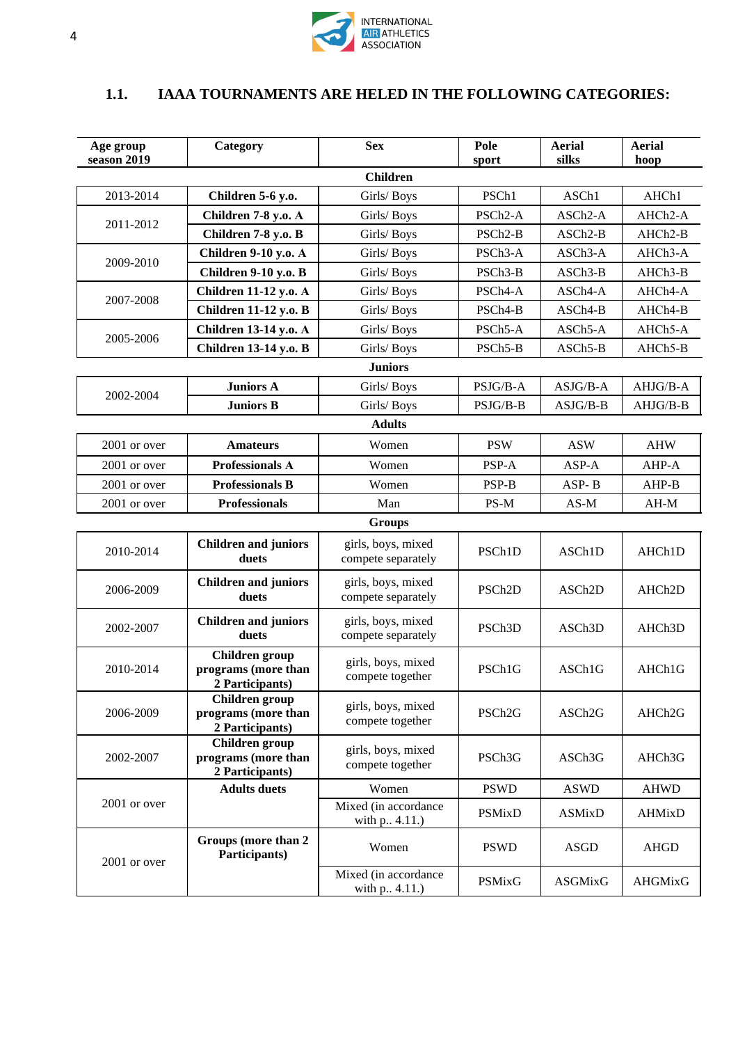### 1.1. IAAA TOURNAMENTS ARE HELED IN THE FOLLOWING CATEGORIES:

| Age group season 2019 | Category | Sex | Pole sport | Aerial silks | Aerial hoop |
|---|---|---|---|---|---|
| | | **Children** | | | |
| 2013-2014 | **Children 5-6 y.o.** | Girls/ Boys | PSCh1 | ASCh1 | AHCh1 |
| 2011-2012 | **Children 7-8 y.o. A** | Girls/ Boys | PSCh2-A | ASCh2-A | AHCh2-A |
| | **Children 7-8 y.o. B** | Girls/ Boys | PSCh2-B | ASCh2-B | AHCh2-B |
| 2009-2010 | **Children 9-10 y.o. A** | Girls/ Boys | PSCh3-A | ASCh3-A | AHCh3-A |
| | **Children 9-10 y.o. B** | Girls/ Boys | PSCh3-B | ASCh3-B | AHCh3-B |
| 2007-2008 | **Children 11-12 y.o. A** | Girls/ Boys | PSCh4-A | ASCh4-A | AHCh4-A |
| | **Children 11-12 y.o. B** | Girls/ Boys | PSCh4-B | ASCh4-B | AHCh4-B |
| 2005-2006 | **Children 13-14 y.o. A** | Girls/ Boys | PSCh5-A | ASCh5-A | AHCh5-A |
| | **Children 13-14 y.o. B** | Girls/ Boys | PSCh5-B | ASCh5-B | AHCh5-B |
| | | **Juniors** | | | |
| 2002-2004 | **Juniors A** | Girls/ Boys | PSJG/B-A | ASJG/B-A | AHJG/B-A |
| | **Juniors B** | Girls/ Boys | PSJG/B-B | ASJG/B-B | AHJG/B-B |
| | | **Adults** | | | |
| 2001 or over | **Amateurs** | Women | PSW | ASW | AHW |
| 2001 or over | **Professionals A** | Women | PSP-A | ASP-A | AHP-A |
| 2001 or over | **Professionals B** | Women | PSP-B | ASP- B | AHP-B |
| 2001 or over | **Professionals** | Man | PS-M | AS-M | AH-M |
| | | **Groups** | | | |
| 2010-2014 | **Children and juniors duets** | girls, boys, mixed compete separately | PSCh1D | ASCh1D | AHCh1D |
| 2006-2009 | **Children and juniors duets** | girls, boys, mixed compete separately | PSCh2D | ASCh2D | AHCh2D |
| 2002-2007 | **Children and juniors duets** | girls, boys, mixed compete separately | PSCh3D | ASCh3D | AHCh3D |
| 2010-2014 | **Children group programs (more than 2 Participants)** | girls, boys, mixed compete together | PSCh1G | ASCh1G | AHCh1G |
| 2006-2009 | **Children group programs (more than 2 Participants)** | girls, boys, mixed compete together | PSCh2G | ASCh2G | AHCh2G |
| 2002-2007 | **Children group programs (more than 2 Participants)** | girls, boys, mixed compete together | PSCh3G | ASCh3G | AHCh3G |
| 2001 or over | **Adults duets** | Women | PSWD | ASWD | AHWD |
| | | Mixed (in accordance with p.. 4.11.) | PSMixD | ASMixD | AHMixD |
| 2001 or over | **Groups (more than 2 Participants)** | Women | PSWD | ASGD | AHGD |
| | | Mixed (in accordance with p.. 4.11.) | PSMixG | ASGMixG | AHGMixG |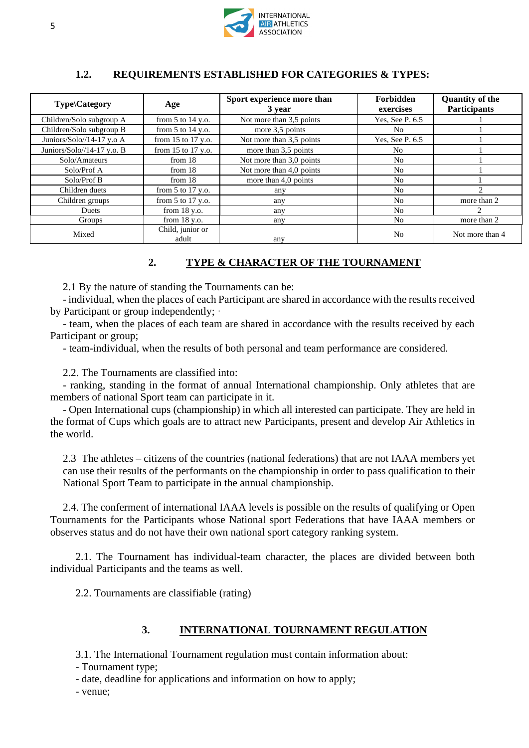### 1.2. REQUIREMENTS ESTABLISHED FOR CATEGORIES & TYPES:

| Type\Category | Age | Sport experience more than 3 year | Forbidden exercises | Quantity of the Participants |
|---|---|---|---|---|
| Children/Solo subgroup A | from 5 to 14 y.o. | Not more than 3,5 points | Yes, See P. 6.5 | 1 |
| Children/Solo subgroup B | from 5 to 14 y.o. | more 3,5 points | No | 1 |
| Juniors/Solo//14-17 y.o A | from 15 to 17 y.o. | Not more than 3,5 points | Yes, See P. 6.5 | 1 |
| Juniors/Solo//14-17 y.o. B | from 15 to 17 y.o. | more than 3,5 points | No | 1 |
| Solo/Amateurs | from 18 | Not more than 3,0 points | No | 1 |
| Solo/Prof A | from 18 | Not more than 4,0 points | No | 1 |
| Solo/Prof B | from 18 | more than 4,0 points | No | 1 |
| Children duets | from 5 to 17 y.o. | any | No | 2 |
| Children groups | from 5 to 17 y.o. | any | No | more than 2 |
| Duets | from 18 y.o. | any | No | 2 |
| Groups | from 18 y.o. | any | No | more than 2 |
| Mixed | Child, junior or adult | any | No | Not more than 4 |

## 2. TYPE & CHARACTER OF THE TOURNAMENT

2.1 By the nature of standing the Tournaments can be:

- individual, when the places of each Participant are shared in accordance with the results received by Participant or group independently; ·
- team, when the places of each team are shared in accordance with the results received by each Participant or group;
- team-individual, when the results of both personal and team performance are considered.

2.2. The Tournaments are classified into:

- ranking, standing in the format of annual International championship. Only athletes that are members of national Sport team can participate in it.
- Open International cups (championship) in which all interested can participate. They are held in the format of Cups which goals are to attract new Participants, present and develop Air Athletics in the world.

2.3 The athletes – citizens of the countries (national federations) that are not IAAA members yet can use their results of the performants on the championship in order to pass qualification to their National Sport Team to participate in the annual championship.

2.4. The conferment of international IAAA levels is possible on the results of qualifying or Open Tournaments for the Participants whose National sport Federations that have IAAA members or observes status and do not have their own national sport category ranking system.

2.1. The Tournament has individual-team character, the places are divided between both individual Participants and the teams as well.

2.2. Tournaments are classifiable (rating)

## 3. INTERNATIONAL TOURNAMENT REGULATION

3.1. The International Tournament regulation must contain information about:

- Tournament type;
- date, deadline for applications and information on how to apply;
- venue;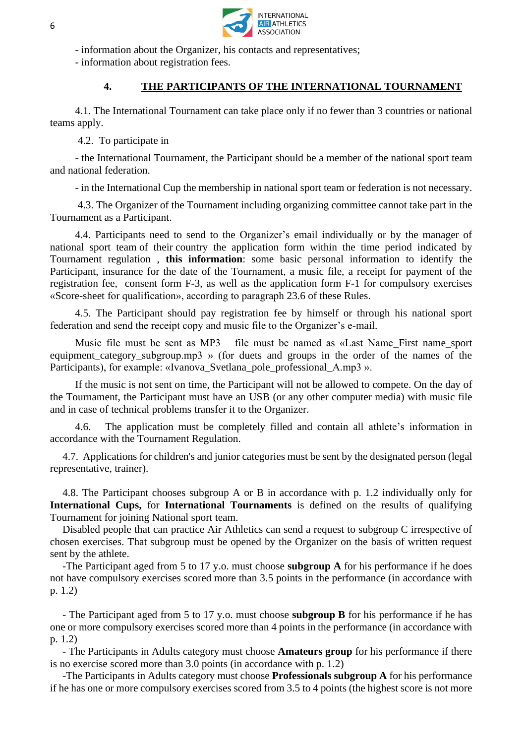- information about the Organizer, his contacts and representatives;
- information about registration fees.

## 4. THE PARTICIPANTS OF THE INTERNATIONAL TOURNAMENT

4.1. The International Tournament can take place only if no fewer than 3 countries or national teams apply.

4.2. To participate in

- the International Tournament, the Participant should be a member of the national sport team and national federation.

- in the International Cup the membership in national sport team or federation is not necessary.

4.3. The Organizer of the Tournament including organizing committee cannot take part in the Tournament as a Participant.

4.4. Participants need to send to the Organizer's email individually or by the manager of national sport team of their country the application form within the time period indicated by Tournament regulation , **this information**: some basic personal information to identify the Participant, insurance for the date of the Tournament, a music file, a receipt for payment of the registration fee, consent form F-3, as well as the application form F-1 for compulsory exercises «Score-sheet for qualification», according to paragraph 23.6 of these Rules.

4.5. The Participant should pay registration fee by himself or through his national sport federation and send the receipt copy and music file to the Organizer's e-mail.

Music file must be sent as MP3 file must be named as «Last Name_First name_sport equipment_category_subgroup.mp3 » (for duets and groups in the order of the names of the Participants), for example: «Ivanova_Svetlana_pole_professional_A.mp3 ».

If the music is not sent on time, the Participant will not be allowed to compete. On the day of the Tournament, the Participant must have an USB (or any other computer media) with music file and in case of technical problems transfer it to the Organizer.

4.6. The application must be completely filled and contain all athlete's information in accordance with the Tournament Regulation.

4.7. Applications for children's and junior categories must be sent by the designated person (legal representative, trainer).

4.8. The Participant chooses subgroup A or B in accordance with p. 1.2 individually only for **International Cups,** for **International Tournaments** is defined on the results of qualifying Tournament for joining National sport team.

Disabled people that can practice Air Athletics can send a request to subgroup C irrespective of chosen exercises. That subgroup must be opened by the Organizer on the basis of written request sent by the athlete.

-The Participant aged from 5 to 17 y.o. must choose **subgroup A** for his performance if he does not have compulsory exercises scored more than 3.5 points in the performance (in accordance with p. 1.2)

- The Participant aged from 5 to 17 y.o. must choose **subgroup B** for his performance if he has one or more compulsory exercises scored more than 4 points in the performance (in accordance with p. 1.2)

- The Participants in Adults category must choose **Amateurs group** for his performance if there is no exercise scored more than 3.0 points (in accordance with p. 1.2)

-The Participants in Adults category must choose **Professionals subgroup A** for his performance if he has one or more compulsory exercises scored from 3.5 to 4 points (the highest score is not more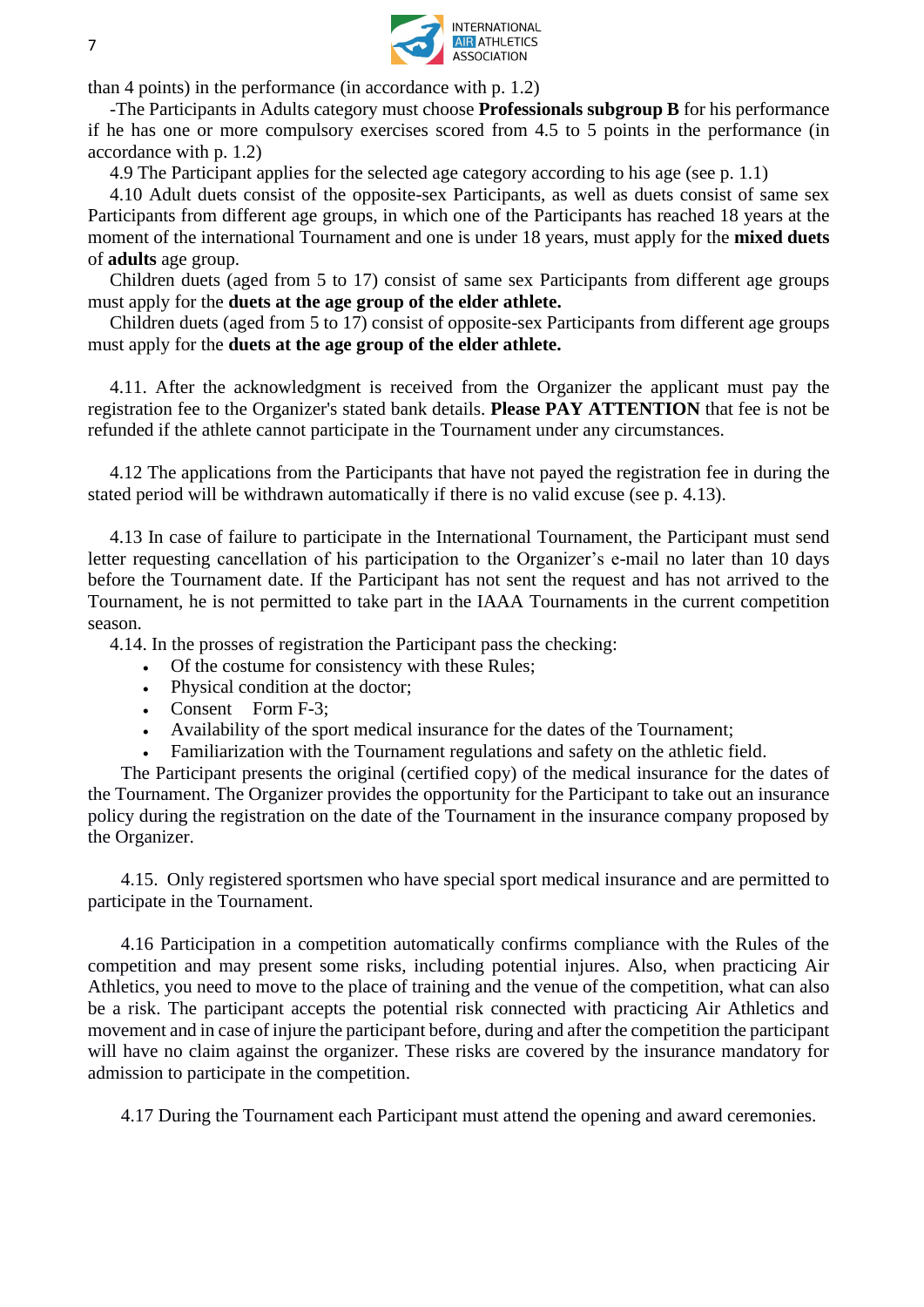than 4 points) in the performance (in accordance with p. 1.2)

-The Participants in Adults category must choose **Professionals subgroup B** for his performance if he has one or more compulsory exercises scored from 4.5 to 5 points in the performance (in accordance with p. 1.2)

4.9 The Participant applies for the selected age category according to his age (see p. 1.1)

4.10 Adult duets consist of the opposite-sex Participants, as well as duets consist of same sex Participants from different age groups, in which one of the Participants has reached 18 years at the moment of the international Tournament and one is under 18 years, must apply for the **mixed duets** of **adults** age group.

Children duets (aged from 5 to 17) consist of same sex Participants from different age groups must apply for the **duets at the age group of the elder athlete.**

Children duets (aged from 5 to 17) consist of opposite-sex Participants from different age groups must apply for the **duets at the age group of the elder athlete.**

4.11. After the acknowledgment is received from the Organizer the applicant must pay the registration fee to the Organizer's stated bank details. **Please PAY ATTENTION** that fee is not be refunded if the athlete cannot participate in the Tournament under any circumstances.

4.12 The applications from the Participants that have not payed the registration fee in during the stated period will be withdrawn automatically if there is no valid excuse (see p. 4.13).

4.13 In case of failure to participate in the International Tournament, the Participant must send letter requesting cancellation of his participation to the Organizer's e-mail no later than 10 days before the Tournament date. If the Participant has not sent the request and has not arrived to the Tournament, he is not permitted to take part in the IAAA Tournaments in the current competition season.

4.14. In the prosses of registration the Participant pass the checking:

- Of the costume for consistency with these Rules;
- Physical condition at the doctor;
- Consent Form F-3;
- Availability of the sport medical insurance for the dates of the Tournament;
- Familiarization with the Tournament regulations and safety on the athletic field.

The Participant presents the original (certified copy) of the medical insurance for the dates of the Tournament. The Organizer provides the opportunity for the Participant to take out an insurance policy during the registration on the date of the Tournament in the insurance company proposed by the Organizer.

4.15. Only registered sportsmen who have special sport medical insurance and are permitted to participate in the Tournament.

4.16 Participation in a competition automatically confirms compliance with the Rules of the competition and may present some risks, including potential injures. Also, when practicing Air Athletics, you need to move to the place of training and the venue of the competition, what can also be a risk. The participant accepts the potential risk connected with practicing Air Athletics and movement and in case of injure the participant before, during and after the competition the participant will have no claim against the organizer. These risks are covered by the insurance mandatory for admission to participate in the competition.

4.17 During the Tournament each Participant must attend the opening and award ceremonies.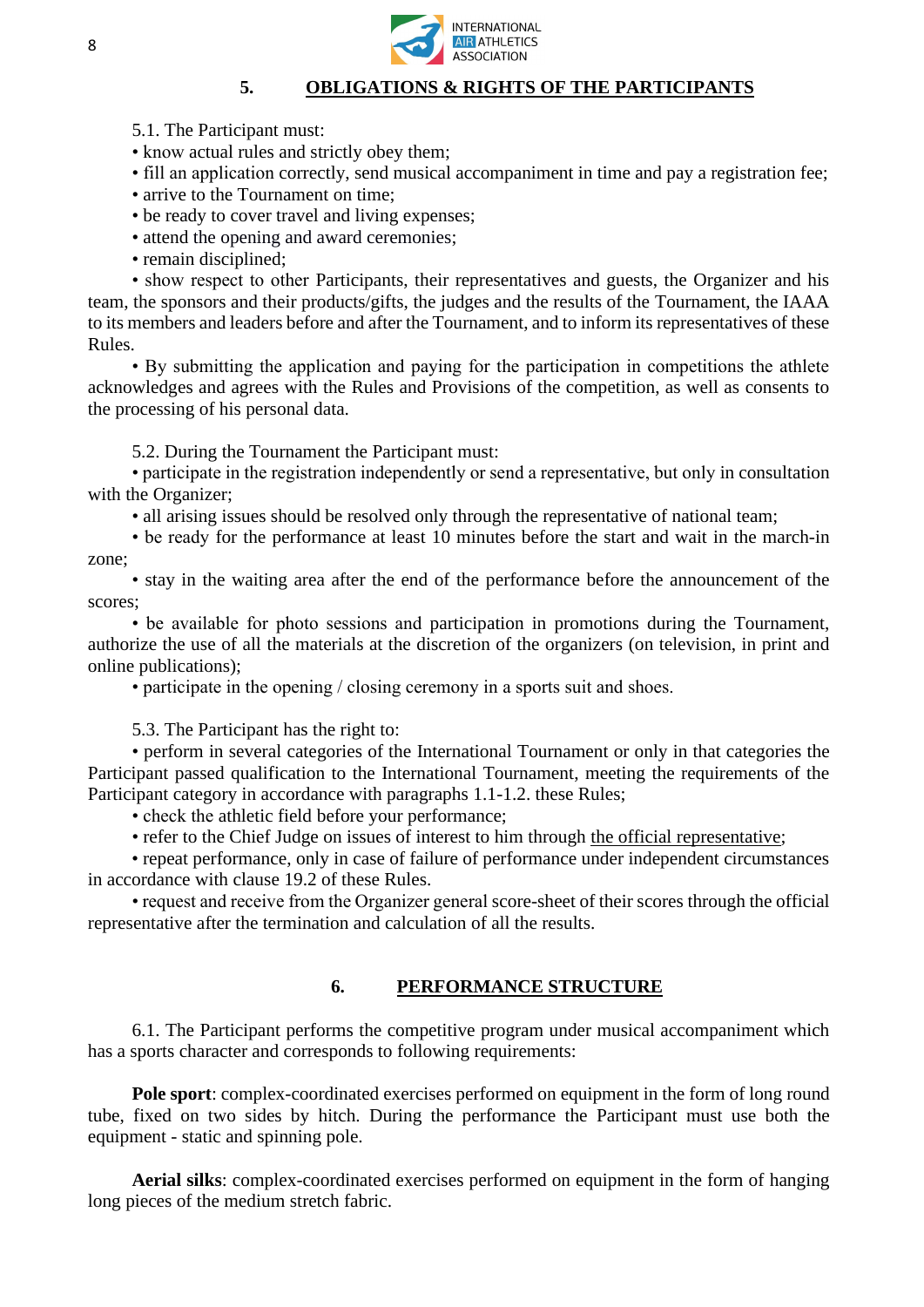## 5. OBLIGATIONS & RIGHTS OF THE PARTICIPANTS

5.1. The Participant must:

- know actual rules and strictly obey them;
- fill an application correctly, send musical accompaniment in time and pay a registration fee;
- arrive to the Tournament on time;
- be ready to cover travel and living expenses;
- attend the opening and award ceremonies;
- remain disciplined;
- show respect to other Participants, their representatives and guests, the Organizer and his team, the sponsors and their products/gifts, the judges and the results of the Tournament, the IAAA to its members and leaders before and after the Tournament, and to inform its representatives of these Rules.
- By submitting the application and paying for the participation in competitions the athlete acknowledges and agrees with the Rules and Provisions of the competition, as well as consents to the processing of his personal data.

5.2. During the Tournament the Participant must:

- participate in the registration independently or send a representative, but only in consultation with the Organizer;
- all arising issues should be resolved only through the representative of national team;
- be ready for the performance at least 10 minutes before the start and wait in the march-in zone;
- stay in the waiting area after the end of the performance before the announcement of the scores;
- be available for photo sessions and participation in promotions during the Tournament, authorize the use of all the materials at the discretion of the organizers (on television, in print and online publications);
- participate in the opening / closing ceremony in a sports suit and shoes.

5.3. The Participant has the right to:

- perform in several categories of the International Tournament or only in that categories the Participant passed qualification to the International Tournament, meeting the requirements of the Participant category in accordance with paragraphs 1.1-1.2. these Rules;
- check the athletic field before your performance;
- refer to the Chief Judge on issues of interest to him through the official representative;
- repeat performance, only in case of failure of performance under independent circumstances in accordance with clause 19.2 of these Rules.
- request and receive from the Organizer general score-sheet of their scores through the official representative after the termination and calculation of all the results.

## 6. PERFORMANCE STRUCTURE

6.1. The Participant performs the competitive program under musical accompaniment which has a sports character and corresponds to following requirements:

**Pole sport**: complex-coordinated exercises performed on equipment in the form of long round tube, fixed on two sides by hitch. During the performance the Participant must use both the equipment - static and spinning pole.

**Aerial silks**: complex-coordinated exercises performed on equipment in the form of hanging long pieces of the medium stretch fabric.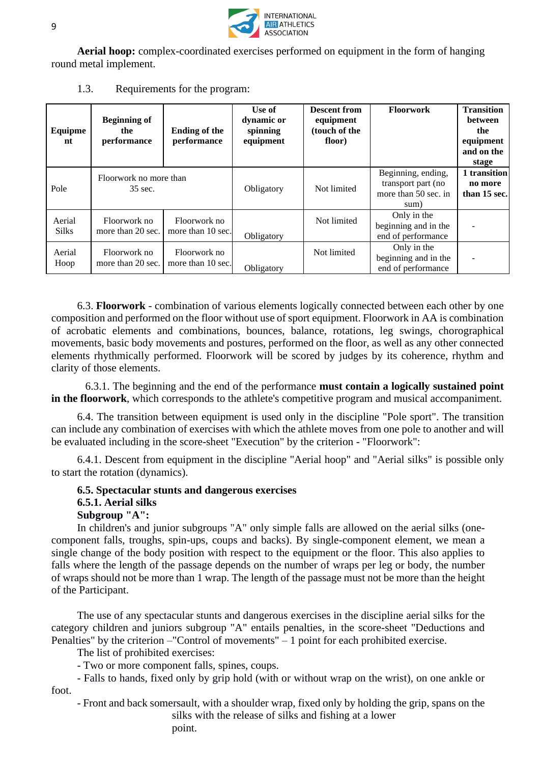**Aerial hoop:** complex-coordinated exercises performed on equipment in the form of hanging round metal implement.

1.3. Requirements for the program:

| Equipment | Beginning of the performance | Ending of the performance | Use of dynamic or spinning equipment | Descent from equipment (touch of the floor) | Floorwork | Transition between the equipment and on the stage |
|---|---|---|---|---|---|---|
| Pole | Floorwork no more than 35 sec. | | Obligatory | Not limited | Beginning, ending, transport part (no more than 50 sec. in sum) | **1 transition no more than 15 sec.** |
| Aerial Silks | Floorwork no more than 20 sec. | Floorwork no more than 10 sec. | Obligatory | Not limited | Only in the beginning and in the end of performance | - |
| Aerial Hoop | Floorwork no more than 20 sec. | Floorwork no more than 10 sec. | Obligatory | Not limited | Only in the beginning and in the end of performance | - |

6.3. **Floorwork** - combination of various elements logically connected between each other by one composition and performed on the floor without use of sport equipment. Floorwork in AA is combination of acrobatic elements and combinations, bounces, balance, rotations, leg swings, chorographical movements, basic body movements and postures, performed on the floor, as well as any other connected elements rhythmically performed. Floorwork will be scored by judges by its coherence, rhythm and clarity of those elements.

6.3.1. The beginning and the end of the performance **must contain a logically sustained point in the floorwork**, which corresponds to the athlete's competitive program and musical accompaniment.

6.4. The transition between equipment is used only in the discipline "Pole sport". The transition can include any combination of exercises with which the athlete moves from one pole to another and will be evaluated including in the score-sheet "Execution" by the criterion - "Floorwork":

6.4.1. Descent from equipment in the discipline "Aerial hoop" and "Aerial silks" is possible only to start the rotation (dynamics).

**6.5. Spectacular stunts and dangerous exercises**

**6.5.1. Aerial silks**

**Subgroup "A":**

In children's and junior subgroups "A" only simple falls are allowed on the aerial silks (one-component falls, troughs, spin-ups, coups and backs). By single-component element, we mean a single change of the body position with respect to the equipment or the floor. This also applies to falls where the length of the passage depends on the number of wraps per leg or body, the number of wraps should not be more than 1 wrap. The length of the passage must not be more than the height of the Participant.

The use of any spectacular stunts and dangerous exercises in the discipline aerial silks for the category children and juniors subgroup "A" entails penalties, in the score-sheet "Deductions and Penalties" by the criterion –"Control of movements" – 1 point for each prohibited exercise.

The list of prohibited exercises:

- Two or more component falls, spines, coups.
- Falls to hands, fixed only by grip hold (with or without wrap on the wrist), on one ankle or foot.
- Front and back somersault, with a shoulder wrap, fixed only by holding the grip, spans on the silks with the release of silks and fishing at a lower point.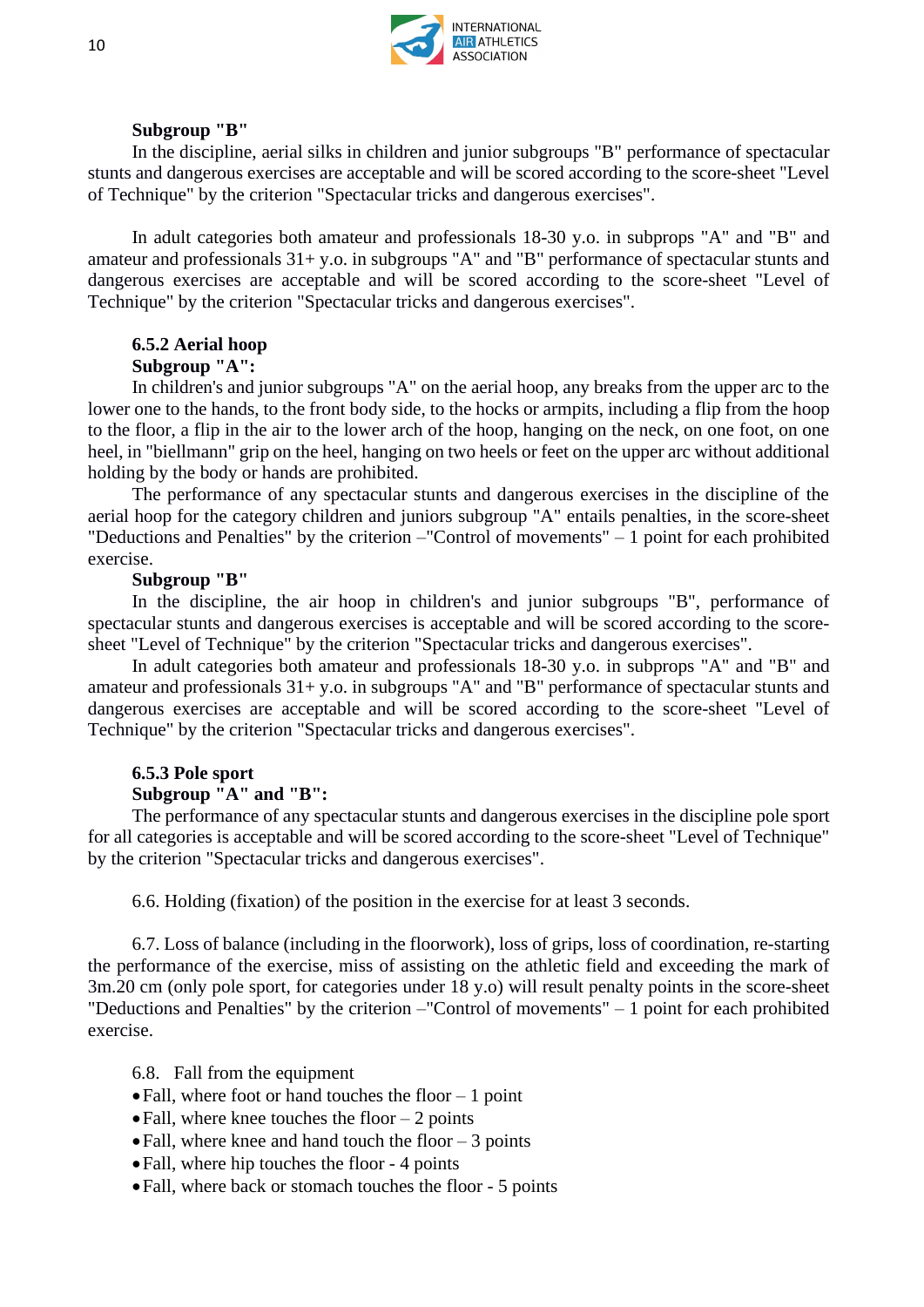**Subgroup "B"**

In the discipline, aerial silks in children and junior subgroups "B" performance of spectacular stunts and dangerous exercises are acceptable and will be scored according to the score-sheet "Level of Technique" by the criterion "Spectacular tricks and dangerous exercises".

In adult categories both amateur and professionals 18-30 y.o. in subprops "A" and "B" and amateur and professionals 31+ y.o. in subgroups "A" and "B" performance of spectacular stunts and dangerous exercises are acceptable and will be scored according to the score-sheet "Level of Technique" by the criterion "Spectacular tricks and dangerous exercises".

### 6.5.2 Aerial hoop

**Subgroup "A":**

In children's and junior subgroups "A" on the aerial hoop, any breaks from the upper arc to the lower one to the hands, to the front body side, to the hocks or armpits, including a flip from the hoop to the floor, a flip in the air to the lower arch of the hoop, hanging on the neck, on one foot, on one heel, in "biellmann" grip on the heel, hanging on two heels or feet on the upper arc without additional holding by the body or hands are prohibited.

The performance of any spectacular stunts and dangerous exercises in the discipline of the aerial hoop for the category children and juniors subgroup "A" entails penalties, in the score-sheet "Deductions and Penalties" by the criterion –"Control of movements" – 1 point for each prohibited exercise.

**Subgroup "B"**

In the discipline, the air hoop in children's and junior subgroups "B", performance of spectacular stunts and dangerous exercises is acceptable and will be scored according to the score-sheet "Level of Technique" by the criterion "Spectacular tricks and dangerous exercises".

In adult categories both amateur and professionals 18-30 y.o. in subprops "A" and "B" and amateur and professionals 31+ y.o. in subgroups "A" and "B" performance of spectacular stunts and dangerous exercises are acceptable and will be scored according to the score-sheet "Level of Technique" by the criterion "Spectacular tricks and dangerous exercises".

### 6.5.3 Pole sport

**Subgroup "A" and "B":**

The performance of any spectacular stunts and dangerous exercises in the discipline pole sport for all categories is acceptable and will be scored according to the score-sheet "Level of Technique" by the criterion "Spectacular tricks and dangerous exercises".

6.6. Holding (fixation) of the position in the exercise for at least 3 seconds.

6.7. Loss of balance (including in the floorwork), loss of grips, loss of coordination, re-starting the performance of the exercise, miss of assisting on the athletic field and exceeding the mark of 3m.20 cm (only pole sport, for categories under 18 y.o) will result penalty points in the score-sheet "Deductions and Penalties" by the criterion –"Control of movements" – 1 point for each prohibited exercise.

6.8. Fall from the equipment

- Fall, where foot or hand touches the floor – 1 point
- Fall, where knee touches the floor – 2 points
- Fall, where knee and hand touch the floor – 3 points
- Fall, where hip touches the floor - 4 points
- Fall, where back or stomach touches the floor - 5 points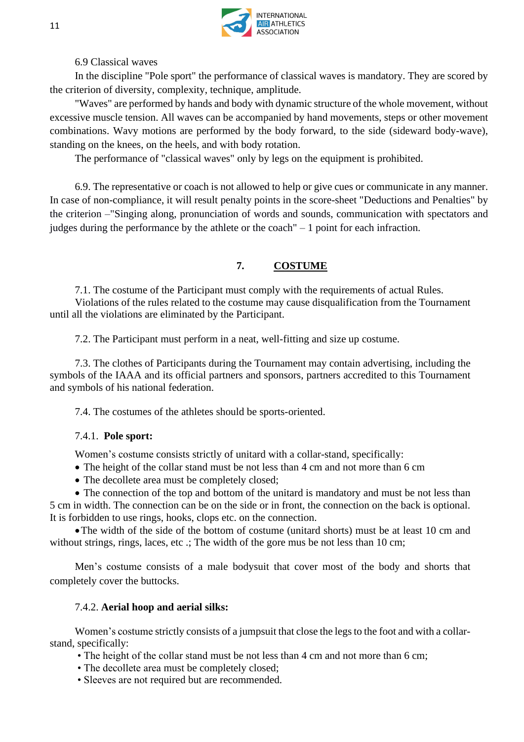6.9 Classical waves

In the discipline "Pole sport" the performance of classical waves is mandatory. They are scored by the criterion of diversity, complexity, technique, amplitude.

"Waves" are performed by hands and body with dynamic structure of the whole movement, without excessive muscle tension. All waves can be accompanied by hand movements, steps or other movement combinations. Wavy motions are performed by the body forward, to the side (sideward body-wave), standing on the knees, on the heels, and with body rotation.

The performance of "classical waves" only by legs on the equipment is prohibited.

6.9. The representative or coach is not allowed to help or give cues or communicate in any manner. In case of non-compliance, it will result penalty points in the score-sheet "Deductions and Penalties" by the criterion –"Singing along, pronunciation of words and sounds, communication with spectators and judges during the performance by the athlete or the coach" – 1 point for each infraction.

## 7. COSTUME

7.1. The costume of the Participant must comply with the requirements of actual Rules.
Violations of the rules related to the costume may cause disqualification from the Tournament until all the violations are eliminated by the Participant.

7.2. The Participant must perform in a neat, well-fitting and size up costume.

7.3. The clothes of Participants during the Tournament may contain advertising, including the symbols of the IAAA and its official partners and sponsors, partners accredited to this Tournament and symbols of his national federation.

7.4. The costumes of the athletes should be sports-oriented.

7.4.1. **Pole sport:**

Women's costume consists strictly of unitard with a collar-stand, specifically:

- The height of the collar stand must be not less than 4 cm and not more than 6 cm
- The decollete area must be completely closed;
- The connection of the top and bottom of the unitard is mandatory and must be not less than 5 cm in width. The connection can be on the side or in front, the connection on the back is optional. It is forbidden to use rings, hooks, clops etc. on the connection.
- The width of the side of the bottom of costume (unitard shorts) must be at least 10 cm and without strings, rings, laces, etc .; The width of the gore mus be not less than 10 cm;

Men's costume consists of a male bodysuit that cover most of the body and shorts that completely cover the buttocks.

7.4.2. **Aerial hoop and aerial silks:**

Women's costume strictly consists of a jumpsuit that close the legs to the foot and with a collar-stand, specifically:

- The height of the collar stand must be not less than 4 cm and not more than 6 cm;
- The decollete area must be completely closed;
- Sleeves are not required but are recommended.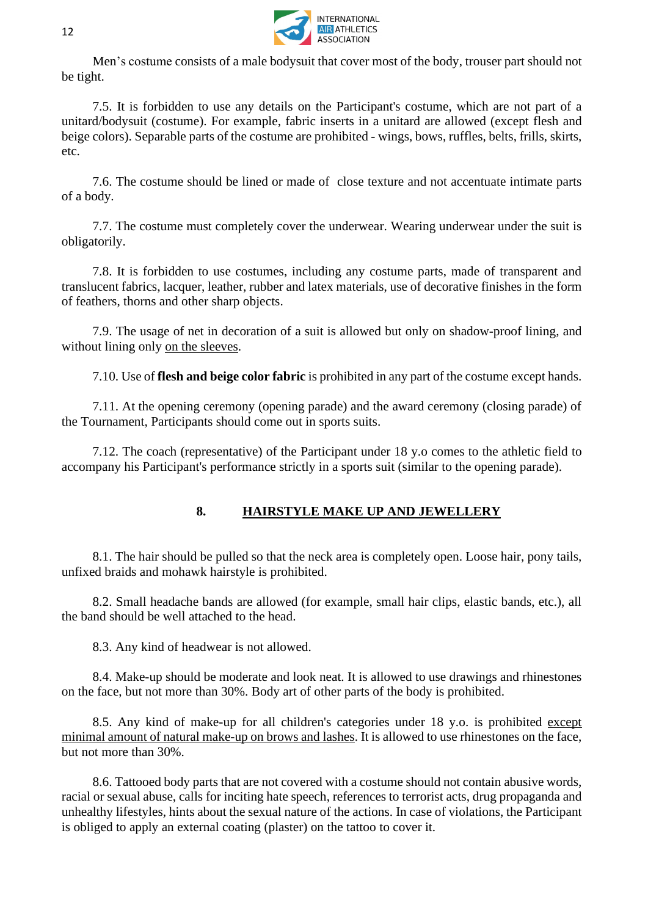Men's costume consists of a male bodysuit that cover most of the body, trouser part should not be tight.

7.5. It is forbidden to use any details on the Participant's costume, which are not part of a unitard/bodysuit (costume). For example, fabric inserts in a unitard are allowed (except flesh and beige colors). Separable parts of the costume are prohibited - wings, bows, ruffles, belts, frills, skirts, etc.

7.6. The costume should be lined or made of close texture and not accentuate intimate parts of a body.

7.7. The costume must completely cover the underwear. Wearing underwear under the suit is obligatorily.

7.8. It is forbidden to use costumes, including any costume parts, made of transparent and translucent fabrics, lacquer, leather, rubber and latex materials, use of decorative finishes in the form of feathers, thorns and other sharp objects.

7.9. The usage of net in decoration of a suit is allowed but only on shadow-proof lining, and without lining only <u>on the sleeves</u>.

7.10. Use of **flesh and beige color fabric** is prohibited in any part of the costume except hands.

7.11. At the opening ceremony (opening parade) and the award ceremony (closing parade) of the Tournament, Participants should come out in sports suits.

7.12. The coach (representative) of the Participant under 18 y.o comes to the athletic field to accompany his Participant's performance strictly in a sports suit (similar to the opening parade).

## 8. HAIRSTYLE MAKE UP AND JEWELLERY

8.1. The hair should be pulled so that the neck area is completely open. Loose hair, pony tails, unfixed braids and mohawk hairstyle is prohibited.

8.2. Small headache bands are allowed (for example, small hair clips, elastic bands, etc.), all the band should be well attached to the head.

8.3. Any kind of headwear is not allowed.

8.4. Make-up should be moderate and look neat. It is allowed to use drawings and rhinestones on the face, but not more than 30%. Body art of other parts of the body is prohibited.

8.5. Any kind of make-up for all children's categories under 18 y.o. is prohibited <u>except minimal amount of natural make-up on brows and lashes</u>. It is allowed to use rhinestones on the face, but not more than 30%.

8.6. Tattooed body parts that are not covered with a costume should not contain abusive words, racial or sexual abuse, calls for inciting hate speech, references to terrorist acts, drug propaganda and unhealthy lifestyles, hints about the sexual nature of the actions. In case of violations, the Participant is obliged to apply an external coating (plaster) on the tattoo to cover it.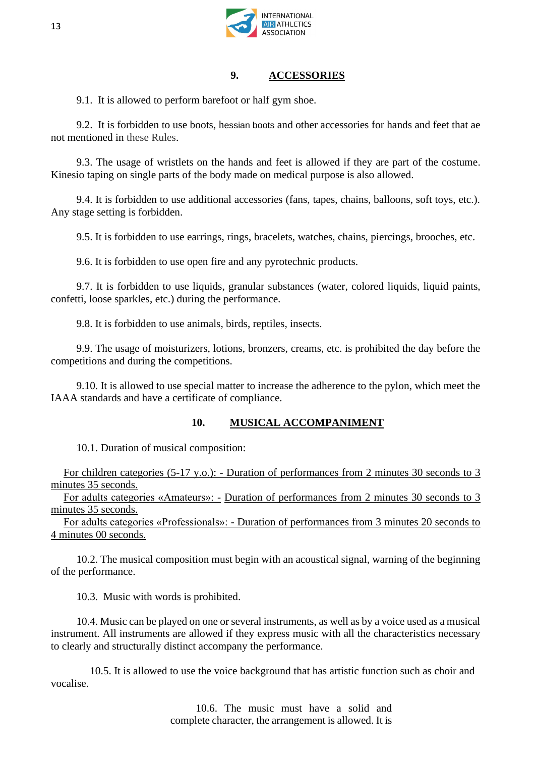## 9. ACCESSORIES

9.1. It is allowed to perform barefoot or half gym shoe.

9.2. It is forbidden to use boots, hessian boots and other accessories for hands and feet that ae not mentioned in these Rules.

9.3. The usage of wristlets on the hands and feet is allowed if they are part of the costume. Kinesio taping on single parts of the body made on medical purpose is also allowed.

9.4. It is forbidden to use additional accessories (fans, tapes, chains, balloons, soft toys, etc.). Any stage setting is forbidden.

9.5. It is forbidden to use earrings, rings, bracelets, watches, chains, piercings, brooches, etc.

9.6. It is forbidden to use open fire and any pyrotechnic products.

9.7. It is forbidden to use liquids, granular substances (water, colored liquids, liquid paints, confetti, loose sparkles, etc.) during the performance.

9.8. It is forbidden to use animals, birds, reptiles, insects.

9.9. The usage of moisturizers, lotions, bronzers, creams, etc. is prohibited the day before the competitions and during the competitions.

9.10. It is allowed to use special matter to increase the adherence to the pylon, which meet the IAAA standards and have a certificate of compliance.

## 10. MUSICAL ACCOMPANIMENT

10.1. Duration of musical composition:

For children categories (5-17 y.o.): - Duration of performances from 2 minutes 30 seconds to 3 minutes 35 seconds.
For adults categories «Amateurs»: - Duration of performances from 2 minutes 30 seconds to 3 minutes 35 seconds.
For adults categories «Professionals»: - Duration of performances from 3 minutes 20 seconds to 4 minutes 00 seconds.

10.2. The musical composition must begin with an acoustical signal, warning of the beginning of the performance.

10.3. Music with words is prohibited.

10.4. Music can be played on one or several instruments, as well as by a voice used as a musical instrument. All instruments are allowed if they express music with all the characteristics necessary to clearly and structurally distinct accompany the performance.

10.5. It is allowed to use the voice background that has artistic function such as choir and vocalise.

10.6. The music must have a solid and complete character, the arrangement is allowed. It is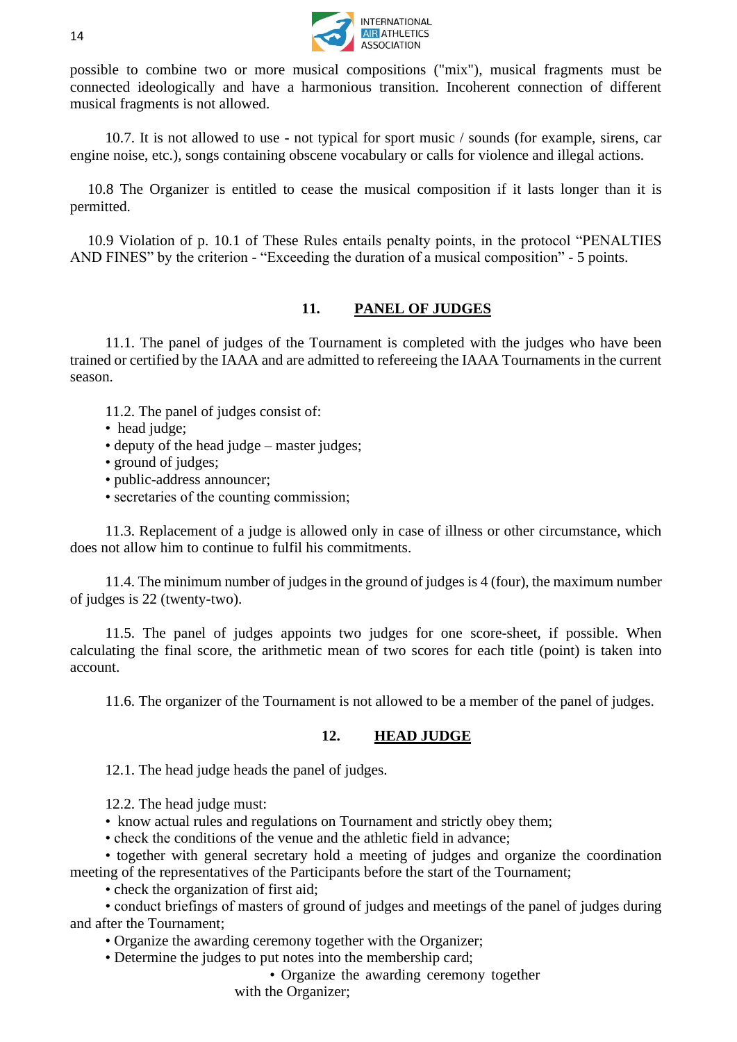possible to combine two or more musical compositions ("mix"), musical fragments must be connected ideologically and have a harmonious transition. Incoherent connection of different musical fragments is not allowed.

10.7. It is not allowed to use - not typical for sport music / sounds (for example, sirens, car engine noise, etc.), songs containing obscene vocabulary or calls for violence and illegal actions.

10.8 The Organizer is entitled to cease the musical composition if it lasts longer than it is permitted.

10.9 Violation of p. 10.1 of These Rules entails penalty points, in the protocol "PENALTIES AND FINES" by the criterion - "Exceeding the duration of a musical composition" - 5 points.

## 11. PANEL OF JUDGES

11.1. The panel of judges of the Tournament is completed with the judges who have been trained or certified by the IAAA and are admitted to refereeing the IAAA Tournaments in the current season.

11.2. The panel of judges consist of:

- head judge;
- deputy of the head judge – master judges;
- ground of judges;
- public-address announcer;
- secretaries of the counting commission;

11.3. Replacement of a judge is allowed only in case of illness or other circumstance, which does not allow him to continue to fulfil his commitments.

11.4. The minimum number of judges in the ground of judges is 4 (four), the maximum number of judges is 22 (twenty-two).

11.5. The panel of judges appoints two judges for one score-sheet, if possible. When calculating the final score, the arithmetic mean of two scores for each title (point) is taken into account.

11.6. The organizer of the Tournament is not allowed to be a member of the panel of judges.

## 12. HEAD JUDGE

12.1. The head judge heads the panel of judges.

12.2. The head judge must:

- know actual rules and regulations on Tournament and strictly obey them;
- check the conditions of the venue and the athletic field in advance;
- together with general secretary hold a meeting of judges and organize the coordination meeting of the representatives of the Participants before the start of the Tournament;
- check the organization of first aid;
- conduct briefings of masters of ground of judges and meetings of the panel of judges during and after the Tournament;
- Organize the awarding ceremony together with the Organizer;
- Determine the judges to put notes into the membership card;
- Organize the awarding ceremony together with the Organizer;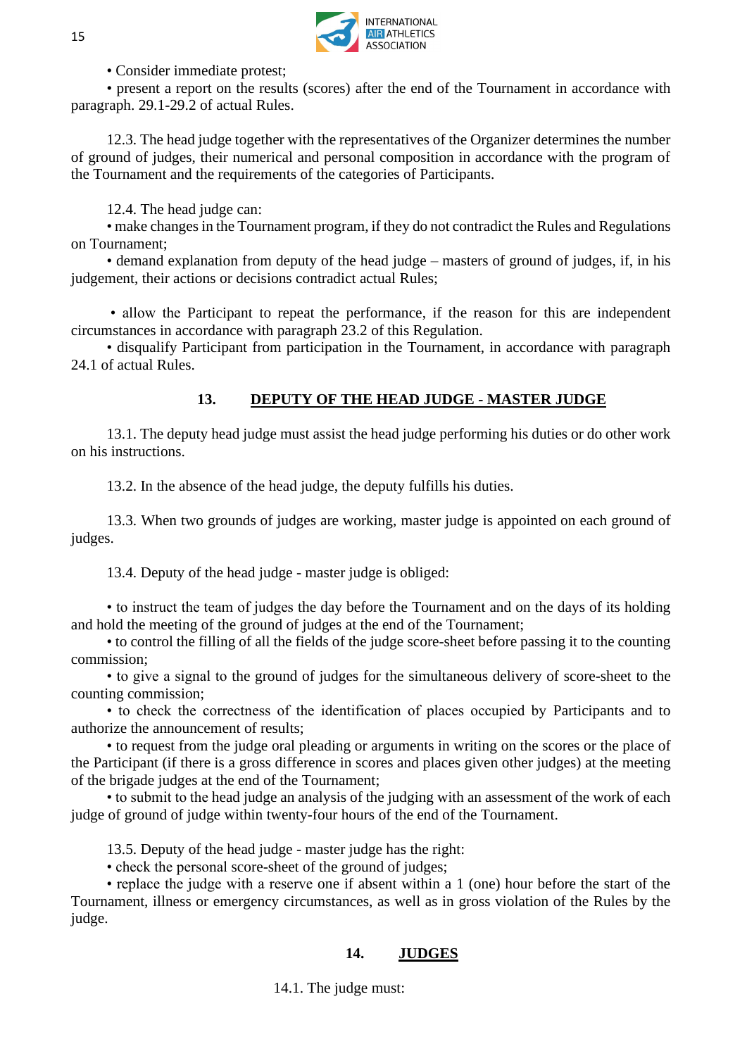• Consider immediate protest;

• present a report on the results (scores) after the end of the Tournament in accordance with paragraph. 29.1-29.2 of actual Rules.

12.3. The head judge together with the representatives of the Organizer determines the number of ground of judges, their numerical and personal composition in accordance with the program of the Tournament and the requirements of the categories of Participants.

12.4. The head judge can:

• make changes in the Tournament program, if they do not contradict the Rules and Regulations on Tournament;

• demand explanation from deputy of the head judge – masters of ground of judges, if, in his judgement, their actions or decisions contradict actual Rules;

• allow the Participant to repeat the performance, if the reason for this are independent circumstances in accordance with paragraph 23.2 of this Regulation.

• disqualify Participant from participation in the Tournament, in accordance with paragraph 24.1 of actual Rules.

## 13. DEPUTY OF THE HEAD JUDGE - MASTER JUDGE

13.1. The deputy head judge must assist the head judge performing his duties or do other work on his instructions.

13.2. In the absence of the head judge, the deputy fulfills his duties.

13.3. When two grounds of judges are working, master judge is appointed on each ground of judges.

13.4. Deputy of the head judge - master judge is obliged:

• to instruct the team of judges the day before the Tournament and on the days of its holding and hold the meeting of the ground of judges at the end of the Tournament;

• to control the filling of all the fields of the judge score-sheet before passing it to the counting commission;

• to give a signal to the ground of judges for the simultaneous delivery of score-sheet to the counting commission;

• to check the correctness of the identification of places occupied by Participants and to authorize the announcement of results;

• to request from the judge oral pleading or arguments in writing on the scores or the place of the Participant (if there is a gross difference in scores and places given other judges) at the meeting of the brigade judges at the end of the Tournament;

• to submit to the head judge an analysis of the judging with an assessment of the work of each judge of ground of judge within twenty-four hours of the end of the Tournament.

13.5. Deputy of the head judge - master judge has the right:

• check the personal score-sheet of the ground of judges;

• replace the judge with a reserve one if absent within a 1 (one) hour before the start of the Tournament, illness or emergency circumstances, as well as in gross violation of the Rules by the judge.

## 14. JUDGES

14.1. The judge must: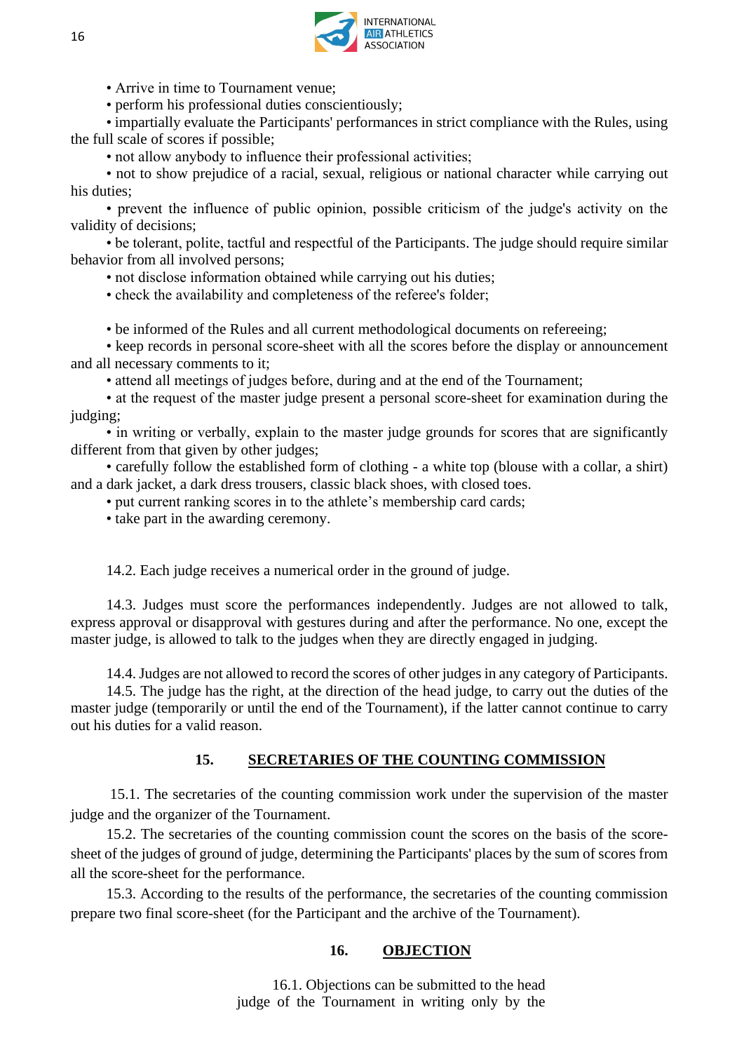• Arrive in time to Tournament venue;

• perform his professional duties conscientiously;

• impartially evaluate the Participants' performances in strict compliance with the Rules, using the full scale of scores if possible;

• not allow anybody to influence their professional activities;

• not to show prejudice of a racial, sexual, religious or national character while carrying out his duties;

• prevent the influence of public opinion, possible criticism of the judge's activity on the validity of decisions;

• be tolerant, polite, tactful and respectful of the Participants. The judge should require similar behavior from all involved persons;

• not disclose information obtained while carrying out his duties;

• check the availability and completeness of the referee's folder;

• be informed of the Rules and all current methodological documents on refereeing;

• keep records in personal score-sheet with all the scores before the display or announcement and all necessary comments to it;

• attend all meetings of judges before, during and at the end of the Tournament;

• at the request of the master judge present a personal score-sheet for examination during the judging;

• in writing or verbally, explain to the master judge grounds for scores that are significantly different from that given by other judges;

• carefully follow the established form of clothing - a white top (blouse with a collar, a shirt) and a dark jacket, a dark dress trousers, classic black shoes, with closed toes.

• put current ranking scores in to the athlete's membership card cards;

• take part in the awarding ceremony.

14.2. Each judge receives a numerical order in the ground of judge.

14.3. Judges must score the performances independently. Judges are not allowed to talk, express approval or disapproval with gestures during and after the performance. No one, except the master judge, is allowed to talk to the judges when they are directly engaged in judging.

14.4. Judges are not allowed to record the scores of other judges in any category of Participants.

14.5. The judge has the right, at the direction of the head judge, to carry out the duties of the master judge (temporarily or until the end of the Tournament), if the latter cannot continue to carry out his duties for a valid reason.

## 15. SECRETARIES OF THE COUNTING COMMISSION

15.1. The secretaries of the counting commission work under the supervision of the master judge and the organizer of the Tournament.

15.2. The secretaries of the counting commission count the scores on the basis of the score-sheet of the judges of ground of judge, determining the Participants' places by the sum of scores from all the score-sheet for the performance.

15.3. According to the results of the performance, the secretaries of the counting commission prepare two final score-sheet (for the Participant and the archive of the Tournament).

## 16. OBJECTION

16.1. Objections can be submitted to the head judge of the Tournament in writing only by the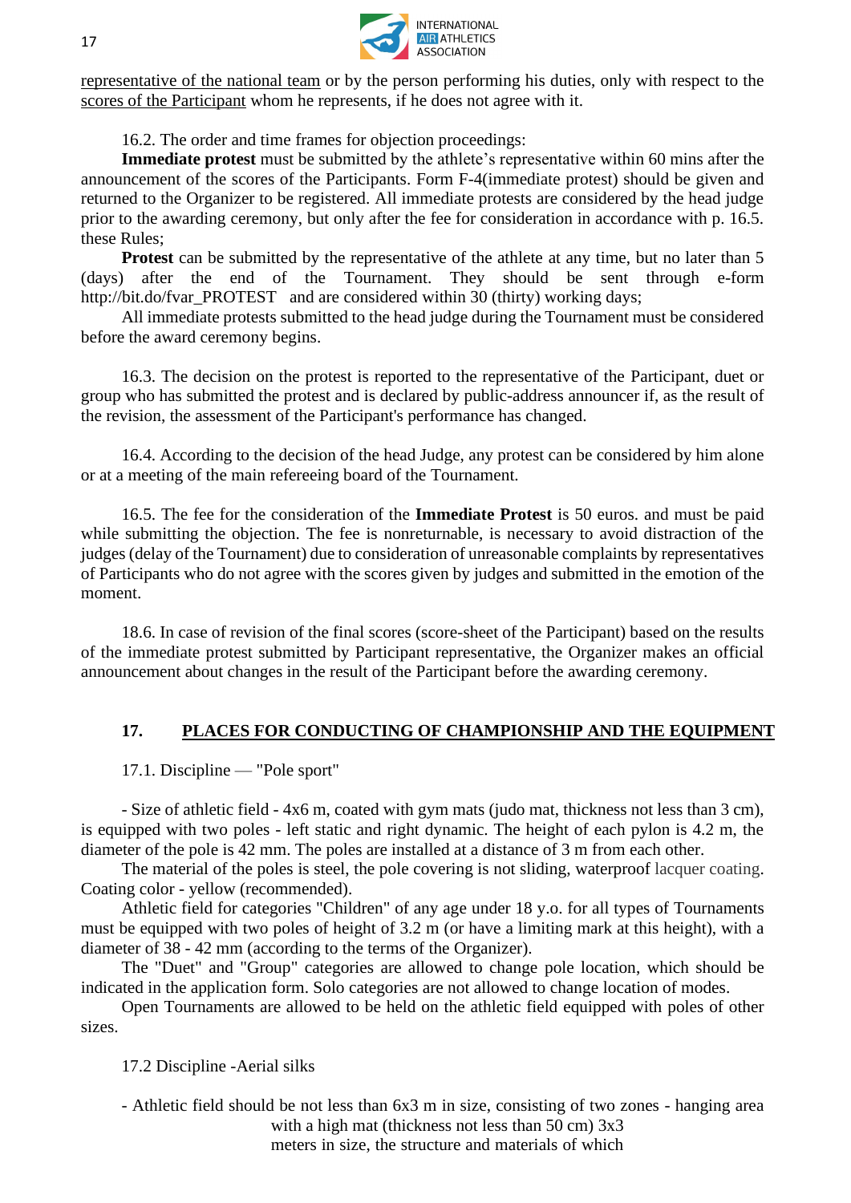representative of the national team or by the person performing his duties, only with respect to the scores of the Participant whom he represents, if he does not agree with it.

16.2. The order and time frames for objection proceedings:

**Immediate protest** must be submitted by the athlete's representative within 60 mins after the announcement of the scores of the Participants. Form F-4(immediate protest) should be given and returned to the Organizer to be registered. All immediate protests are considered by the head judge prior to the awarding ceremony, but only after the fee for consideration in accordance with p. 16.5. these Rules;

**Protest** can be submitted by the representative of the athlete at any time, but no later than 5 (days) after the end of the Tournament. They should be sent through e-form http://bit.do/fvar_PROTEST and are considered within 30 (thirty) working days;

All immediate protests submitted to the head judge during the Tournament must be considered before the award ceremony begins.

16.3. The decision on the protest is reported to the representative of the Participant, duet or group who has submitted the protest and is declared by public-address announcer if, as the result of the revision, the assessment of the Participant's performance has changed.

16.4. According to the decision of the head Judge, any protest can be considered by him alone or at a meeting of the main refereeing board of the Tournament.

16.5. The fee for the consideration of the **Immediate Protest** is 50 euros. and must be paid while submitting the objection. The fee is nonreturnable, is necessary to avoid distraction of the judges (delay of the Tournament) due to consideration of unreasonable complaints by representatives of Participants who do not agree with the scores given by judges and submitted in the emotion of the moment.

18.6. In case of revision of the final scores (score-sheet of the Participant) based on the results of the immediate protest submitted by Participant representative, the Organizer makes an official announcement about changes in the result of the Participant before the awarding ceremony.

## 17. PLACES FOR CONDUCTING OF CHAMPIONSHIP AND THE EQUIPMENT

17.1. Discipline — "Pole sport"

- Size of athletic field - 4x6 m, coated with gym mats (judo mat, thickness not less than 3 cm), is equipped with two poles - left static and right dynamic. The height of each pylon is 4.2 m, the diameter of the pole is 42 mm. The poles are installed at a distance of 3 m from each other.

The material of the poles is steel, the pole covering is not sliding, waterproof lacquer coating. Coating color - yellow (recommended).

Athletic field for categories "Children" of any age under 18 y.o. for all types of Tournaments must be equipped with two poles of height of 3.2 m (or have a limiting mark at this height), with a diameter of 38 - 42 mm (according to the terms of the Organizer).

The "Duet" and "Group" categories are allowed to change pole location, which should be indicated in the application form. Solo categories are not allowed to change location of modes.

Open Tournaments are allowed to be held on the athletic field equipped with poles of other sizes.

17.2 Discipline -Aerial silks

- Athletic field should be not less than 6x3 m in size, consisting of two zones - hanging area with a high mat (thickness not less than 50 cm) 3x3 meters in size, the structure and materials of which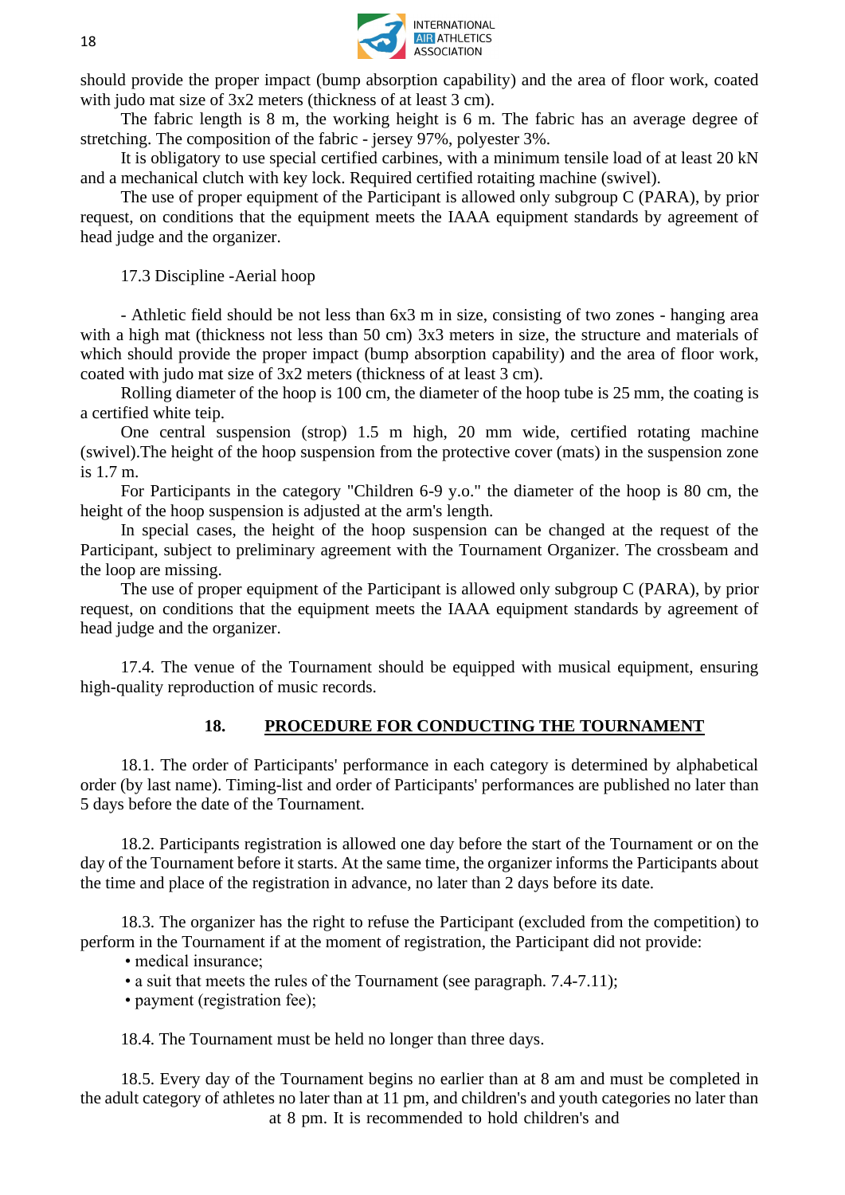should provide the proper impact (bump absorption capability) and the area of floor work, coated with judo mat size of 3x2 meters (thickness of at least 3 cm).

The fabric length is 8 m, the working height is 6 m. The fabric has an average degree of stretching. The composition of the fabric - jersey 97%, polyester 3%.

It is obligatory to use special certified carbines, with a minimum tensile load of at least 20 kN and a mechanical clutch with key lock. Required certified rotaiting machine (swivel).

The use of proper equipment of the Participant is allowed only subgroup C (PARA), by prior request, on conditions that the equipment meets the IAAA equipment standards by agreement of head judge and the organizer.

17.3 Discipline -Aerial hoop

- Athletic field should be not less than 6x3 m in size, consisting of two zones - hanging area with a high mat (thickness not less than 50 cm) 3x3 meters in size, the structure and materials of which should provide the proper impact (bump absorption capability) and the area of floor work, coated with judo mat size of 3x2 meters (thickness of at least 3 cm).

Rolling diameter of the hoop is 100 cm, the diameter of the hoop tube is 25 mm, the coating is a certified white teip.

One central suspension (strop) 1.5 m high, 20 mm wide, certified rotating machine (swivel).The height of the hoop suspension from the protective cover (mats) in the suspension zone is 1.7 m.

For Participants in the category "Children 6-9 y.o." the diameter of the hoop is 80 cm, the height of the hoop suspension is adjusted at the arm's length.

In special cases, the height of the hoop suspension can be changed at the request of the Participant, subject to preliminary agreement with the Tournament Organizer. The crossbeam and the loop are missing.

The use of proper equipment of the Participant is allowed only subgroup C (PARA), by prior request, on conditions that the equipment meets the IAAA equipment standards by agreement of head judge and the organizer.

17.4. The venue of the Tournament should be equipped with musical equipment, ensuring high-quality reproduction of music records.

## 18. PROCEDURE FOR CONDUCTING THE TOURNAMENT

18.1. The order of Participants' performance in each category is determined by alphabetical order (by last name). Timing-list and order of Participants' performances are published no later than 5 days before the date of the Tournament.

18.2. Participants registration is allowed one day before the start of the Tournament or on the day of the Tournament before it starts. At the same time, the organizer informs the Participants about the time and place of the registration in advance, no later than 2 days before its date.

18.3. The organizer has the right to refuse the Participant (excluded from the competition) to perform in the Tournament if at the moment of registration, the Participant did not provide:

- medical insurance;
- a suit that meets the rules of the Tournament (see paragraph. 7.4-7.11);
- payment (registration fee);

18.4. The Tournament must be held no longer than three days.

18.5. Every day of the Tournament begins no earlier than at 8 am and must be completed in the adult category of athletes no later than at 11 pm, and children's and youth categories no later than at 8 pm. It is recommended to hold children's and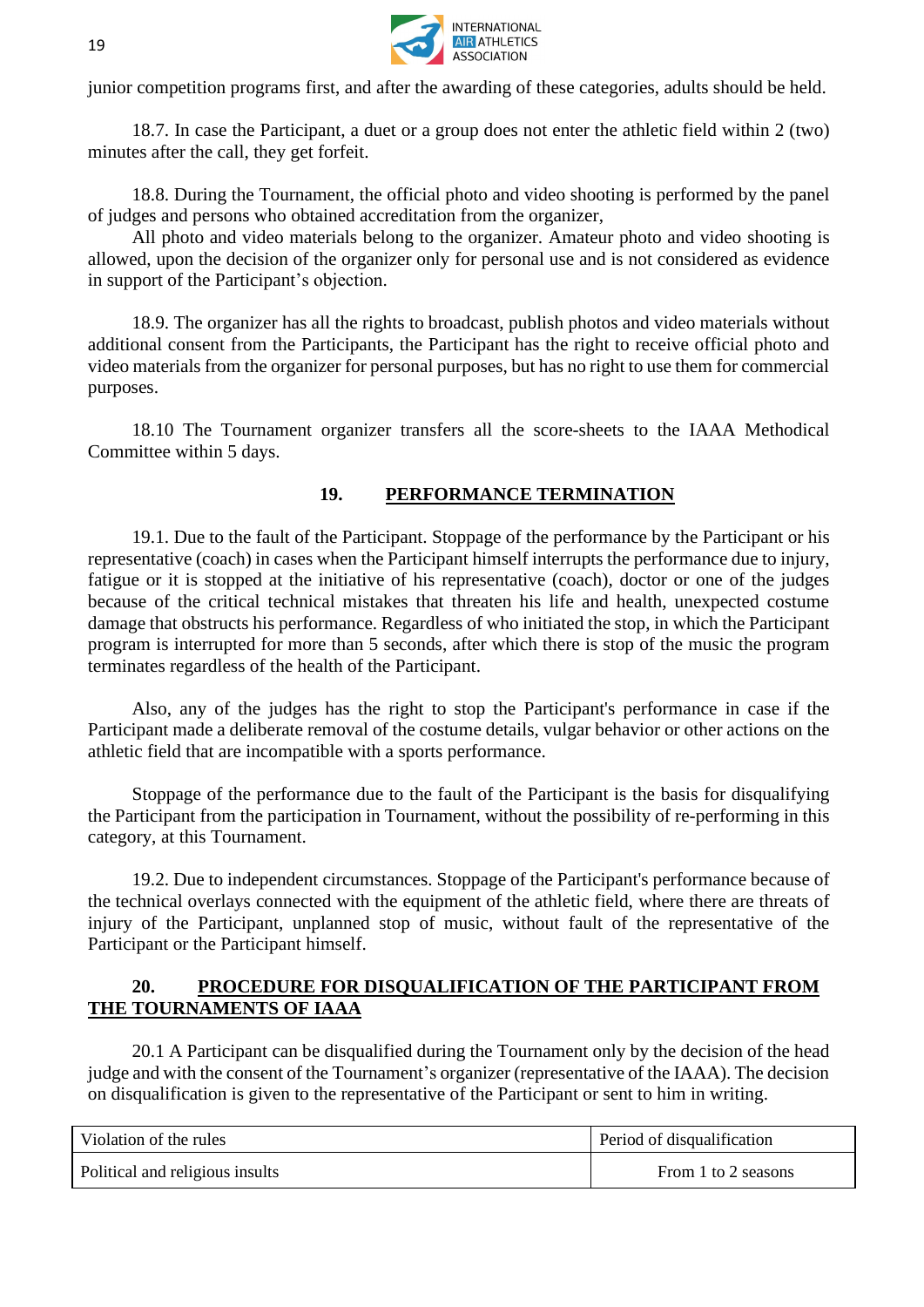junior competition programs first, and after the awarding of these categories, adults should be held.

18.7. In case the Participant, a duet or a group does not enter the athletic field within 2 (two) minutes after the call, they get forfeit.

18.8. During the Tournament, the official photo and video shooting is performed by the panel of judges and persons who obtained accreditation from the organizer,

All photo and video materials belong to the organizer. Amateur photo and video shooting is allowed, upon the decision of the organizer only for personal use and is not considered as evidence in support of the Participant's objection.

18.9. The organizer has all the rights to broadcast, publish photos and video materials without additional consent from the Participants, the Participant has the right to receive official photo and video materials from the organizer for personal purposes, but has no right to use them for commercial purposes.

18.10 The Tournament organizer transfers all the score-sheets to the IAAA Methodical Committee within 5 days.

## 19. PERFORMANCE TERMINATION

19.1. Due to the fault of the Participant. Stoppage of the performance by the Participant or his representative (coach) in cases when the Participant himself interrupts the performance due to injury, fatigue or it is stopped at the initiative of his representative (coach), doctor or one of the judges because of the critical technical mistakes that threaten his life and health, unexpected costume damage that obstructs his performance. Regardless of who initiated the stop, in which the Participant program is interrupted for more than 5 seconds, after which there is stop of the music the program terminates regardless of the health of the Participant.

Also, any of the judges has the right to stop the Participant's performance in case if the Participant made a deliberate removal of the costume details, vulgar behavior or other actions on the athletic field that are incompatible with a sports performance.

Stoppage of the performance due to the fault of the Participant is the basis for disqualifying the Participant from the participation in Tournament, without the possibility of re-performing in this category, at this Tournament.

19.2. Due to independent circumstances. Stoppage of the Participant's performance because of the technical overlays connected with the equipment of the athletic field, where there are threats of injury of the Participant, unplanned stop of music, without fault of the representative of the Participant or the Participant himself.

## 20. PROCEDURE FOR DISQUALIFICATION OF THE PARTICIPANT FROM THE TOURNAMENTS OF IAAA

20.1 A Participant can be disqualified during the Tournament only by the decision of the head judge and with the consent of the Tournament's organizer (representative of the IAAA). The decision on disqualification is given to the representative of the Participant or sent to him in writing.

| Violation of the rules | Period of disqualification |
|---|---|
| Political and religious insults | From 1 to 2 seasons |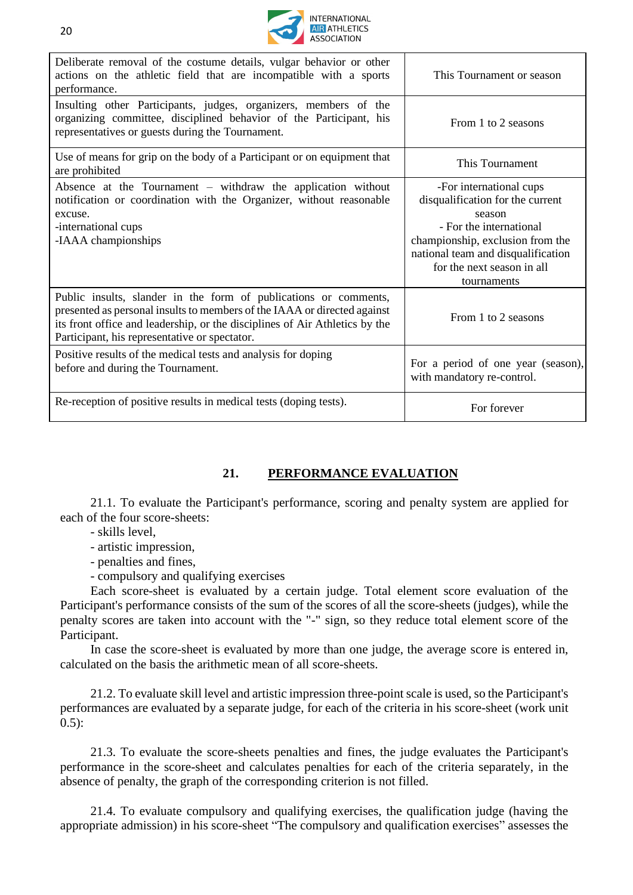| | |
|---|---|
| Deliberate removal of the costume details, vulgar behavior or other actions on the athletic field that are incompatible with a sports performance. | This Tournament or season |
| Insulting other Participants, judges, organizers, members of the organizing committee, disciplined behavior of the Participant, his representatives or guests during the Tournament. | From 1 to 2 seasons |
| Use of means for grip on the body of a Participant or on equipment that are prohibited | This Tournament |
| Absence at the Tournament – withdraw the application without notification or coordination with the Organizer, without reasonable excuse.<br>-international cups<br>-IAAA championships | -For international cups disqualification for the current season<br>- For the international championship, exclusion from the national team and disqualification for the next season in all tournaments |
| Public insults, slander in the form of publications or comments, presented as personal insults to members of the IAAA or directed against its front office and leadership, or the disciplines of Air Athletics by the Participant, his representative or spectator. | From 1 to 2 seasons |
| Positive results of the medical tests and analysis for doping before and during the Tournament. | For a period of one year (season), with mandatory re-control. |
| Re-reception of positive results in medical tests (doping tests). | For forever |

## 21. PERFORMANCE EVALUATION

21.1. To evaluate the Participant's performance, scoring and penalty system are applied for each of the four score-sheets:

- skills level,
- artistic impression,
- penalties and fines,
- compulsory and qualifying exercises

Each score-sheet is evaluated by a certain judge. Total element score evaluation of the Participant's performance consists of the sum of the scores of all the score-sheets (judges), while the penalty scores are taken into account with the "-" sign, so they reduce total element score of the Participant.

In case the score-sheet is evaluated by more than one judge, the average score is entered in, calculated on the basis the arithmetic mean of all score-sheets.

21.2. To evaluate skill level and artistic impression three-point scale is used, so the Participant's performances are evaluated by a separate judge, for each of the criteria in his score-sheet (work unit 0.5):

21.3. To evaluate the score-sheets penalties and fines, the judge evaluates the Participant's performance in the score-sheet and calculates penalties for each of the criteria separately, in the absence of penalty, the graph of the corresponding criterion is not filled.

21.4. To evaluate compulsory and qualifying exercises, the qualification judge (having the appropriate admission) in his score-sheet "The compulsory and qualification exercises" assesses the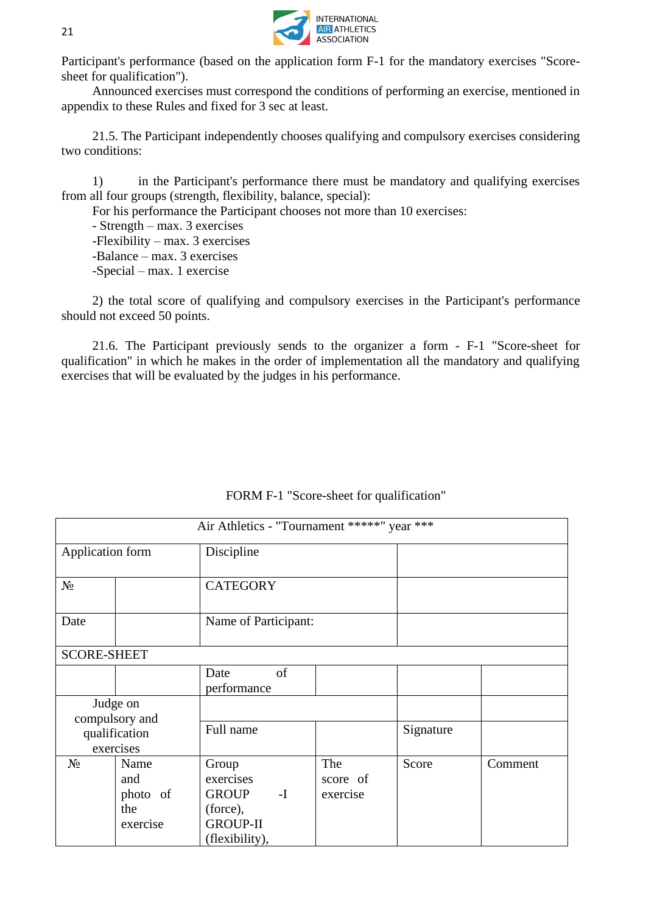Participant's performance (based on the application form F-1 for the mandatory exercises "Score-sheet for qualification").

Announced exercises must correspond the conditions of performing an exercise, mentioned in appendix to these Rules and fixed for 3 sec at least.

21.5. The Participant independently chooses qualifying and compulsory exercises considering two conditions:

1) in the Participant's performance there must be mandatory and qualifying exercises from all four groups (strength, flexibility, balance, special):

For his performance the Participant chooses not more than 10 exercises:

- Strength – max. 3 exercises
- Flexibility – max. 3 exercises
- Balance – max. 3 exercises
- Special – max. 1 exercise

2) the total score of qualifying and compulsory exercises in the Participant's performance should not exceed 50 points.

21.6. The Participant previously sends to the organizer a form - F-1 "Score-sheet for qualification" in which he makes in the order of implementation all the mandatory and qualifying exercises that will be evaluated by the judges in his performance.

FORM F-1 "Score-sheet for qualification"

| Air Athletics - "Tournament *****" year *** | | | | | |
|---|---|---|---|---|---|
| Application form | | Discipline | | | |
| № | | CATEGORY | | | |
| Date | | Name of Participant: | | | |
| SCORE-SHEET | | | | | |
| | | Date of performance | | | |
| Judge on compulsory and qualification exercises | | | | | |
| | | Full name | | Signature | |
| № | Name and photo of the exercise | Group exercises GROUP -I (force), GROUP-II (flexibility), | The score of exercise | Score | Comment |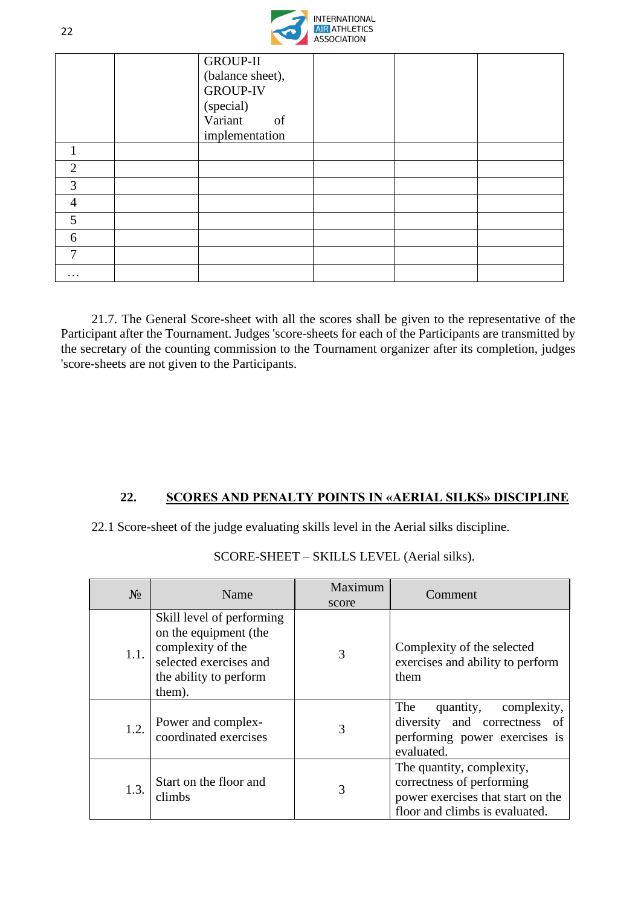|  |  | GROUP-II (balance sheet), GROUP-IV (special) Variant of implementation |  |  |  |
|---|---|---|---|---|---|
| 1 |  |  |  |  |  |
| 2 |  |  |  |  |  |
| 3 |  |  |  |  |  |
| 4 |  |  |  |  |  |
| 5 |  |  |  |  |  |
| 6 |  |  |  |  |  |
| 7 |  |  |  |  |  |
| … |  |  |  |  |  |

21.7. The General Score-sheet with all the scores shall be given to the representative of the Participant after the Tournament. Judges 'score-sheets for each of the Participants are transmitted by the secretary of the counting commission to the Tournament organizer after its completion, judges 'score-sheets are not given to the Participants.

## 22. SCORES AND PENALTY POINTS IN «AERIAL SILKS» DISCIPLINE

22.1 Score-sheet of the judge evaluating skills level in the Aerial silks discipline.

SCORE-SHEET – SKILLS LEVEL (Aerial silks).

| № | Name | Maximum score | Comment |
|---|---|---|---|
| 1.1. | Skill level of performing on the equipment (the complexity of the selected exercises and the ability to perform them). | 3 | Complexity of the selected exercises and ability to perform them |
| 1.2. | Power and complex-coordinated exercises | 3 | The quantity, complexity, diversity and correctness of performing power exercises is evaluated. |
| 1.3. | Start on the floor and climbs | 3 | The quantity, complexity, correctness of performing power exercises that start on the floor and climbs is evaluated. |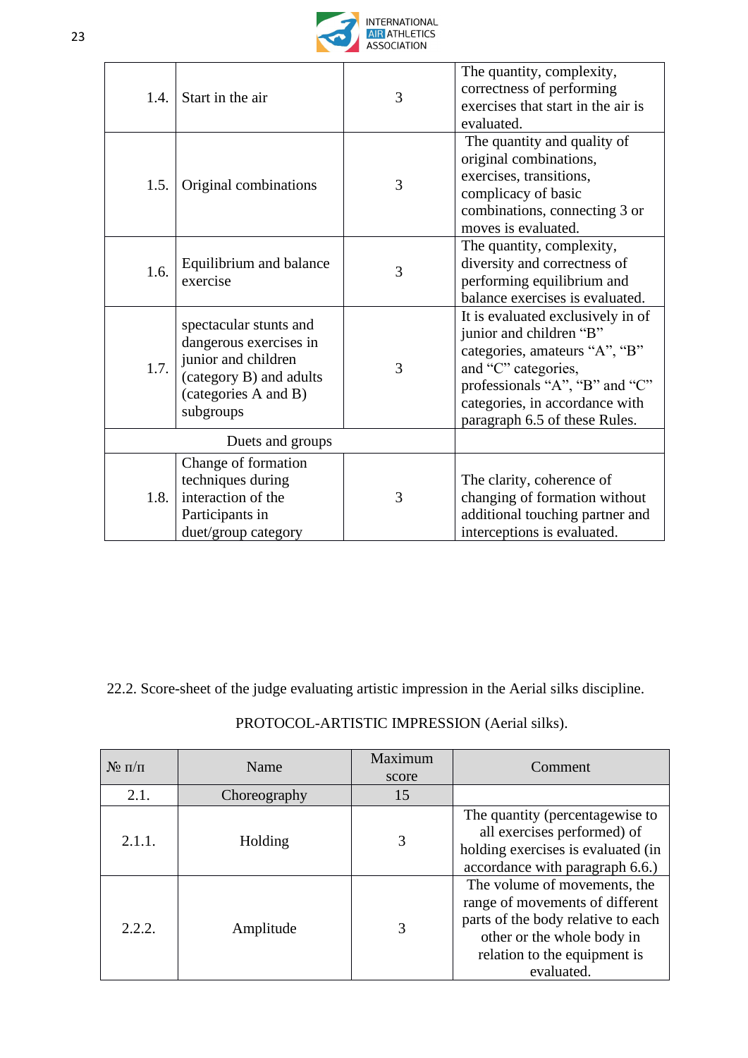| | | | |
|---|---|---|---|
| 1.4. | Start in the air | 3 | The quantity, complexity, correctness of performing exercises that start in the air is evaluated. |
| 1.5. | Original combinations | 3 | The quantity and quality of original combinations, exercises, transitions, complicacy of basic combinations, connecting 3 or moves is evaluated. |
| 1.6. | Equilibrium and balance exercise | 3 | The quantity, complexity, diversity and correctness of performing equilibrium and balance exercises is evaluated. |
| 1.7. | spectacular stunts and dangerous exercises in junior and children (category B) and adults (categories A and B) subgroups | 3 | It is evaluated exclusively in of junior and children "B" categories, amateurs "A", "B" and "C" categories, professionals "A", "B" and "C" categories, in accordance with paragraph 6.5 of these Rules. |
| Duets and groups | | | |
| 1.8. | Change of formation techniques during interaction of the Participants in duet/group category | 3 | The clarity, coherence of changing of formation without additional touching partner and interceptions is evaluated. |

22.2. Score-sheet of the judge evaluating artistic impression in the Aerial silks discipline.

PROTOCOL-ARTISTIC IMPRESSION (Aerial silks).

| № п/п | Name | Maximum score | Comment |
|---|---|---|---|
| 2.1. | Choreography | 15 | |
| 2.1.1. | Holding | 3 | The quantity (percentagewise to all exercises performed) of holding exercises is evaluated (in accordance with paragraph 6.6.) |
| 2.2.2. | Amplitude | 3 | The volume of movements, the range of movements of different parts of the body relative to each other or the whole body in relation to the equipment is evaluated. |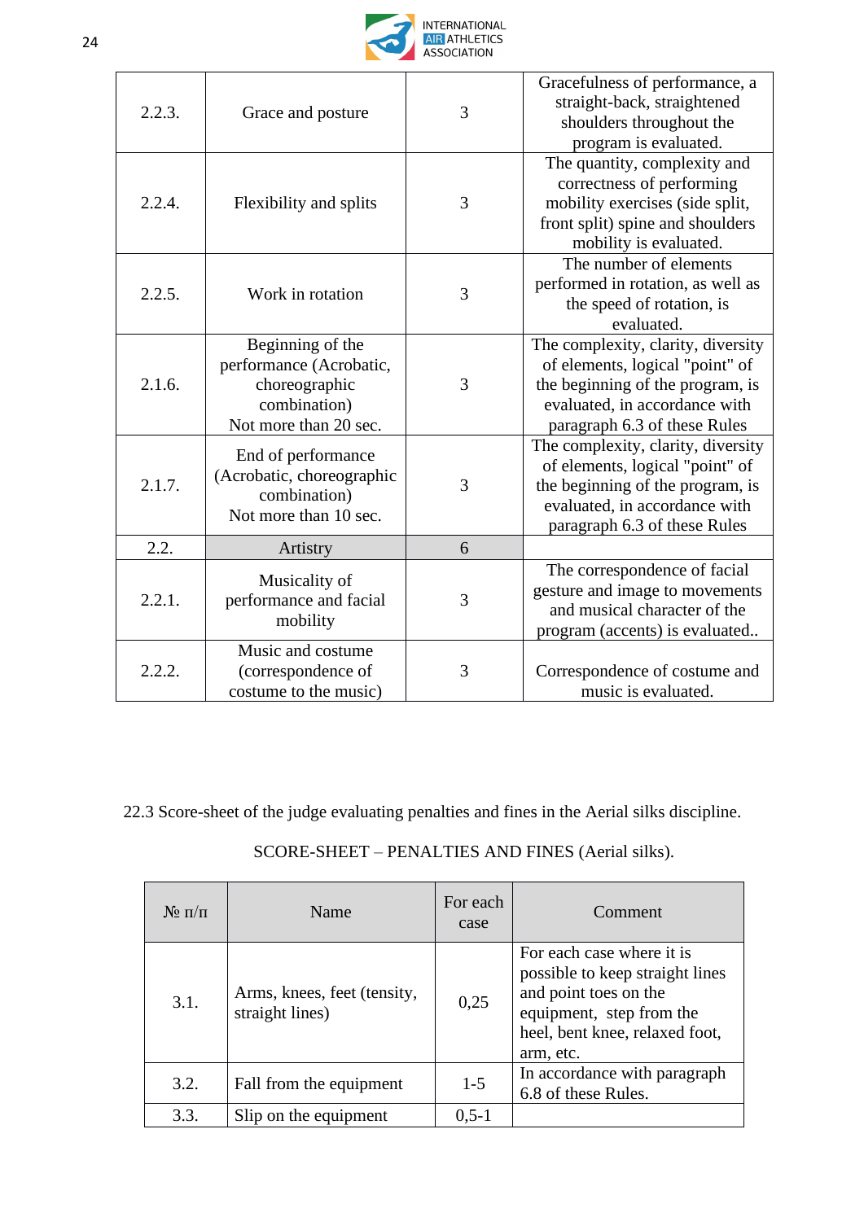| | | | |
|---|---|---|---|
| 2.2.3. | Grace and posture | 3 | Gracefulness of performance, a straight-back, straightened shoulders throughout the program is evaluated. |
| 2.2.4. | Flexibility and splits | 3 | The quantity, complexity and correctness of performing mobility exercises (side split, front split) spine and shoulders mobility is evaluated. |
| 2.2.5. | Work in rotation | 3 | The number of elements performed in rotation, as well as the speed of rotation, is evaluated. |
| 2.1.6. | Beginning of the performance (Acrobatic, choreographic combination) Not more than 20 sec. | 3 | The complexity, clarity, diversity of elements, logical "point" of the beginning of the program, is evaluated, in accordance with paragraph 6.3 of these Rules |
| 2.1.7. | End of performance (Acrobatic, choreographic combination) Not more than 10 sec. | 3 | The complexity, clarity, diversity of elements, logical "point" of the beginning of the program, is evaluated, in accordance with paragraph 6.3 of these Rules |
| 2.2. | Artistry | 6 | |
| 2.2.1. | Musicality of performance and facial mobility | 3 | The correspondence of facial gesture and image to movements and musical character of the program (accents) is evaluated.. |
| 2.2.2. | Music and costume (correspondence of costume to the music) | 3 | Correspondence of costume and music is evaluated. |

22.3 Score-sheet of the judge evaluating penalties and fines in the Aerial silks discipline.

SCORE-SHEET – PENALTIES AND FINES (Aerial silks).

| № п/п | Name | For each case | Comment |
|---|---|---|---|
| 3.1. | Arms, knees, feet (tensity, straight lines) | 0,25 | For each case where it is possible to keep straight lines and point toes on the equipment, step from the heel, bent knee, relaxed foot, arm, etc. |
| 3.2. | Fall from the equipment | 1-5 | In accordance with paragraph 6.8 of these Rules. |
| 3.3. | Slip on the equipment | 0,5-1 | |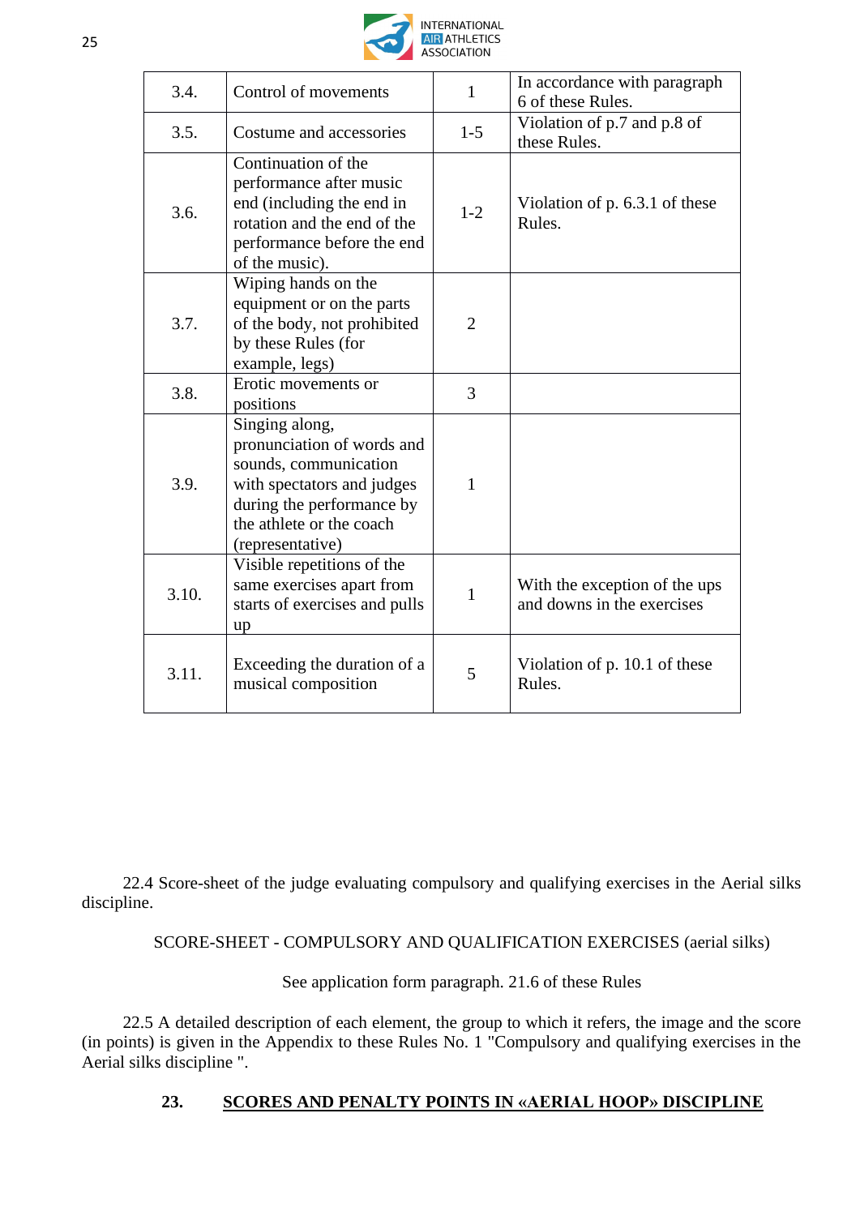| 3.4. | Control of movements | 1 | In accordance with paragraph 6 of these Rules. |
|---|---|---|---|
| 3.5. | Costume and accessories | 1-5 | Violation of p.7 and p.8 of these Rules. |
| 3.6. | Continuation of the performance after music end (including the end in rotation and the end of the performance before the end of the music). | 1-2 | Violation of p. 6.3.1 of these Rules. |
| 3.7. | Wiping hands on the equipment or on the parts of the body, not prohibited by these Rules (for example, legs) | 2 | |
| 3.8. | Erotic movements or positions | 3 | |
| 3.9. | Singing along, pronunciation of words and sounds, communication with spectators and judges during the performance by the athlete or the coach (representative) | 1 | |
| 3.10. | Visible repetitions of the same exercises apart from starts of exercises and pulls up | 1 | With the exception of the ups and downs in the exercises |
| 3.11. | Exceeding the duration of a musical composition | 5 | Violation of p. 10.1 of these Rules. |

22.4 Score-sheet of the judge evaluating compulsory and qualifying exercises in the Aerial silks discipline.

SCORE-SHEET - COMPULSORY AND QUALIFICATION EXERCISES (aerial silks)

See application form paragraph. 21.6 of these Rules

22.5 A detailed description of each element, the group to which it refers, the image and the score (in points) is given in the Appendix to these Rules No. 1 "Compulsory and qualifying exercises in the Aerial silks discipline ".

## 23. SCORES AND PENALTY POINTS IN «AERIAL HOOP» DISCIPLINE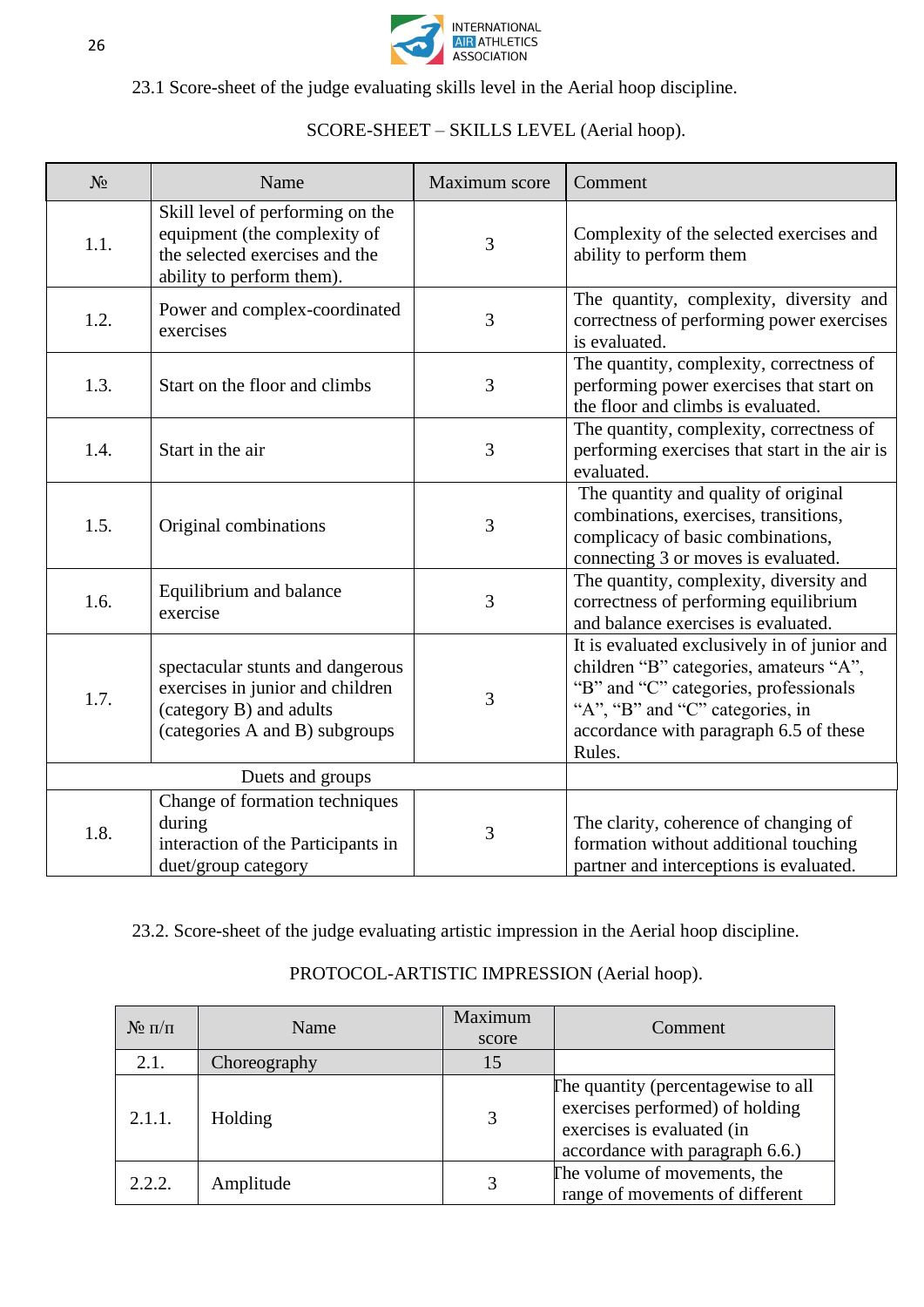23.1 Score-sheet of the judge evaluating skills level in the Aerial hoop discipline.

SCORE-SHEET – SKILLS LEVEL (Aerial hoop).

| № | Name | Maximum score | Comment |
|---|---|---|---|
| 1.1. | Skill level of performing on the equipment (the complexity of the selected exercises and the ability to perform them). | 3 | Complexity of the selected exercises and ability to perform them |
| 1.2. | Power and complex-coordinated exercises | 3 | The quantity, complexity, diversity and correctness of performing power exercises is evaluated. |
| 1.3. | Start on the floor and climbs | 3 | The quantity, complexity, correctness of performing power exercises that start on the floor and climbs is evaluated. |
| 1.4. | Start in the air | 3 | The quantity, complexity, correctness of performing exercises that start in the air is evaluated. |
| 1.5. | Original combinations | 3 | The quantity and quality of original combinations, exercises, transitions, complicacy of basic combinations, connecting 3 or moves is evaluated. |
| 1.6. | Equilibrium and balance exercise | 3 | The quantity, complexity, diversity and correctness of performing equilibrium and balance exercises is evaluated. |
| 1.7. | spectacular stunts and dangerous exercises in junior and children (category B) and adults (categories A and B) subgroups | 3 | It is evaluated exclusively in of junior and children "B" categories, amateurs "A", "B" and "C" categories, professionals "A", "B" and "C" categories, in accordance with paragraph 6.5 of these Rules. |
| Duets and groups | | | |
| 1.8. | Change of formation techniques during interaction of the Participants in duet/group category | 3 | The clarity, coherence of changing of formation without additional touching partner and interceptions is evaluated. |

23.2. Score-sheet of the judge evaluating artistic impression in the Aerial hoop discipline.

PROTOCOL-ARTISTIC IMPRESSION (Aerial hoop).

| № п/п | Name | Maximum score | Comment |
|---|---|---|---|
| 2.1. | Choreography | 15 | |
| 2.1.1. | Holding | 3 | The quantity (percentagewise to all exercises performed) of holding exercises is evaluated (in accordance with paragraph 6.6.) |
| 2.2.2. | Amplitude | 3 | The volume of movements, the range of movements of different |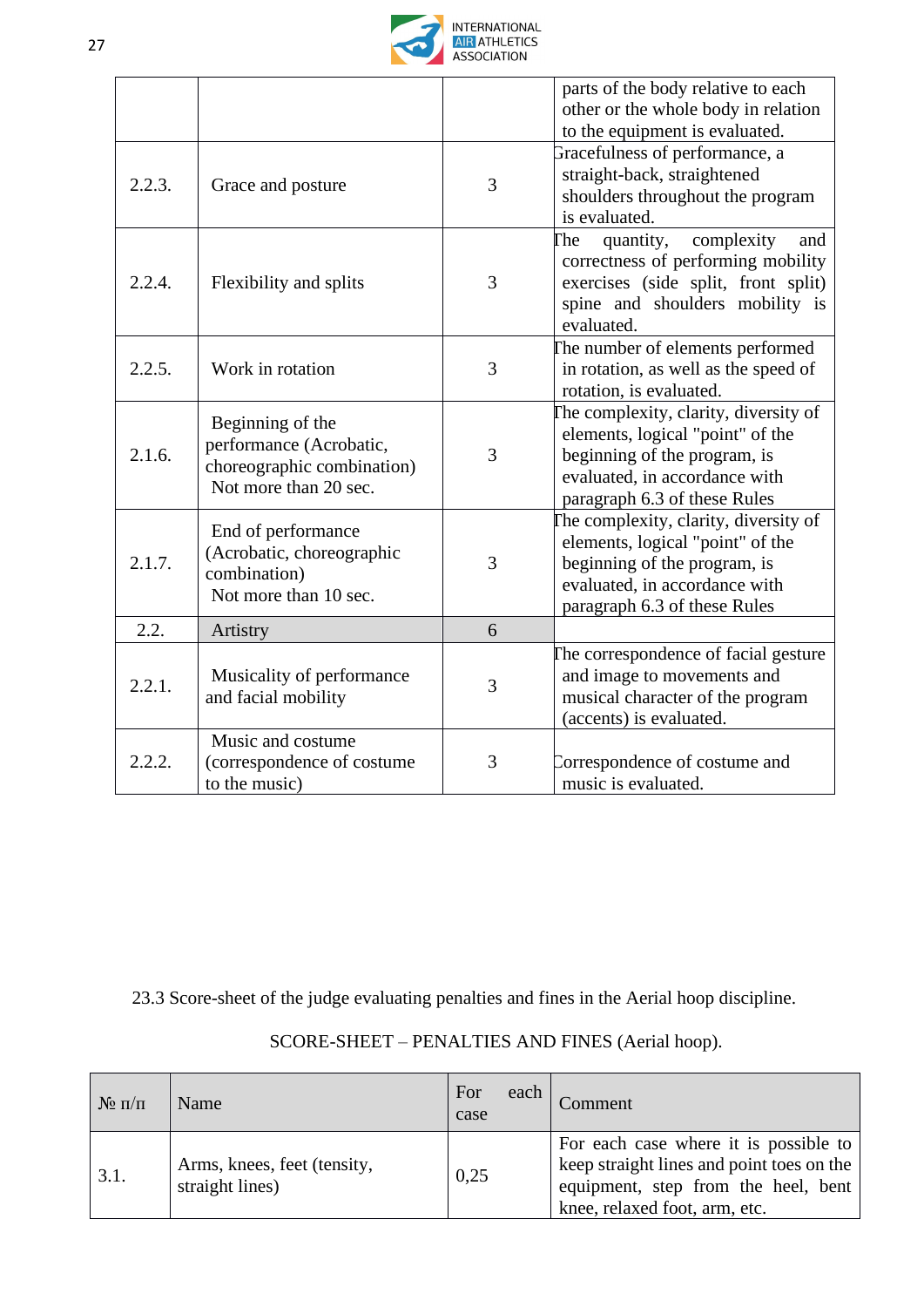| | | | |
|---|---|---|---|
| | | | parts of the body relative to each other or the whole body in relation to the equipment is evaluated. |
| 2.2.3. | Grace and posture | 3 | Gracefulness of performance, a straight-back, straightened shoulders throughout the program is evaluated. |
| 2.2.4. | Flexibility and splits | 3 | The quantity, complexity and correctness of performing mobility exercises (side split, front split) spine and shoulders mobility is evaluated. |
| 2.2.5. | Work in rotation | 3 | The number of elements performed in rotation, as well as the speed of rotation, is evaluated. |
| 2.1.6. | Beginning of the performance (Acrobatic, choreographic combination) Not more than 20 sec. | 3 | The complexity, clarity, diversity of elements, logical "point" of the beginning of the program, is evaluated, in accordance with paragraph 6.3 of these Rules |
| 2.1.7. | End of performance (Acrobatic, choreographic combination) Not more than 10 sec. | 3 | The complexity, clarity, diversity of elements, logical "point" of the beginning of the program, is evaluated, in accordance with paragraph 6.3 of these Rules |
| 2.2. | Artistry | 6 | |
| 2.2.1. | Musicality of performance and facial mobility | 3 | The correspondence of facial gesture and image to movements and musical character of the program (accents) is evaluated. |
| 2.2.2. | Music and costume (correspondence of costume to the music) | 3 | Correspondence of costume and music is evaluated. |

23.3 Score-sheet of the judge evaluating penalties and fines in the Aerial hoop discipline.

SCORE-SHEET – PENALTIES AND FINES (Aerial hoop).

| № п/п | Name | For each case | Comment |
|---|---|---|---|
| 3.1. | Arms, knees, feet (tensity, straight lines) | 0,25 | For each case where it is possible to keep straight lines and point toes on the equipment, step from the heel, bent knee, relaxed foot, arm, etc. |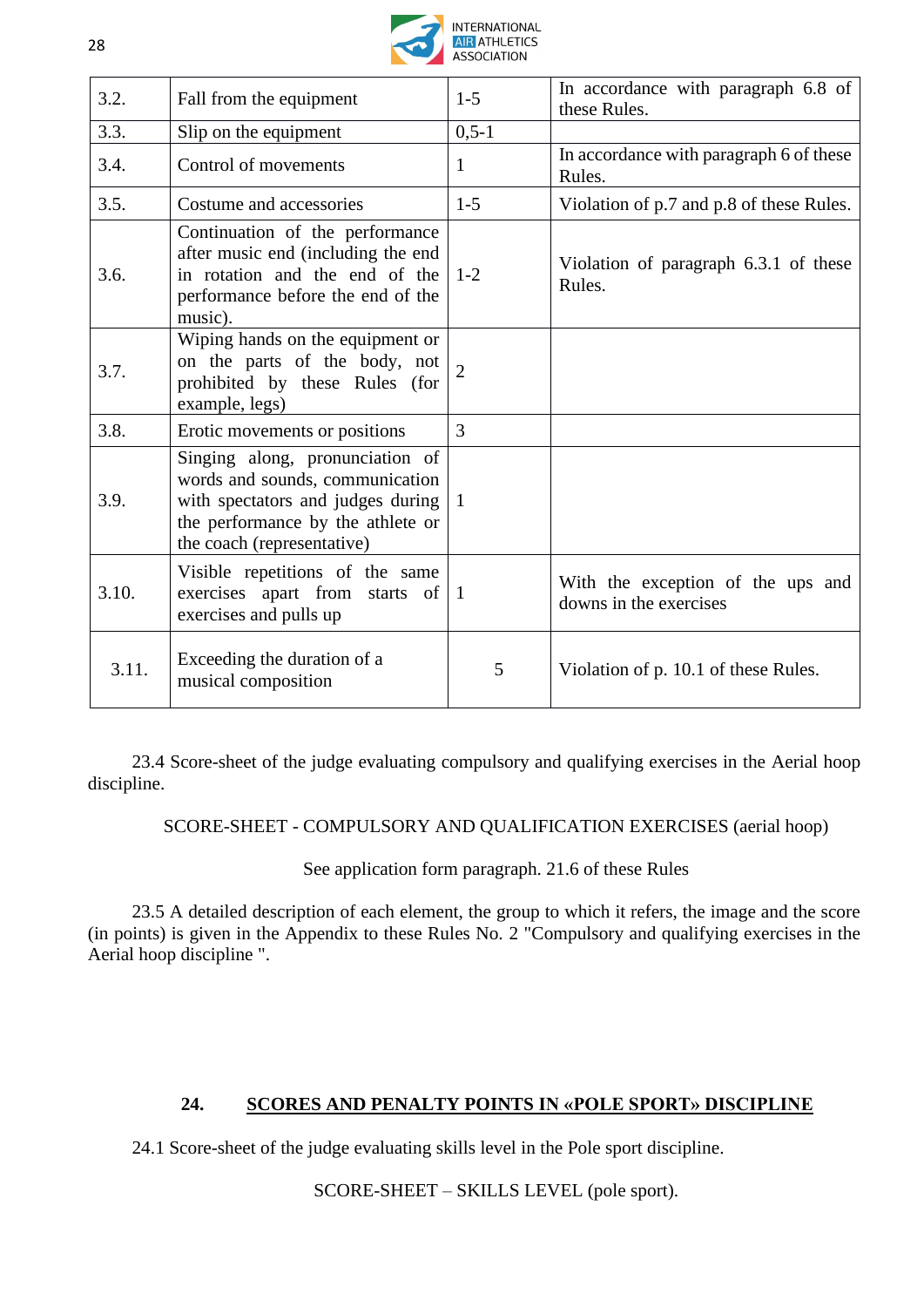| | | | |
|---|---|---|---|
| 3.2. | Fall from the equipment | 1-5 | In accordance with paragraph 6.8 of these Rules. |
| 3.3. | Slip on the equipment | 0,5-1 | |
| 3.4. | Control of movements | 1 | In accordance with paragraph 6 of these Rules. |
| 3.5. | Costume and accessories | 1-5 | Violation of p.7 and p.8 of these Rules. |
| 3.6. | Continuation of the performance after music end (including the end in rotation and the end of the performance before the end of the music). | 1-2 | Violation of paragraph 6.3.1 of these Rules. |
| 3.7. | Wiping hands on the equipment or on the parts of the body, not prohibited by these Rules (for example, legs) | 2 | |
| 3.8. | Erotic movements or positions | 3 | |
| 3.9. | Singing along, pronunciation of words and sounds, communication with spectators and judges during the performance by the athlete or the coach (representative) | 1 | |
| 3.10. | Visible repetitions of the same exercises apart from starts of exercises and pulls up | 1 | With the exception of the ups and downs in the exercises |
| 3.11. | Exceeding the duration of a musical composition | 5 | Violation of p. 10.1 of these Rules. |

23.4 Score-sheet of the judge evaluating compulsory and qualifying exercises in the Aerial hoop discipline.

SCORE-SHEET - COMPULSORY AND QUALIFICATION EXERCISES (aerial hoop)

See application form paragraph. 21.6 of these Rules

23.5 A detailed description of each element, the group to which it refers, the image and the score (in points) is given in the Appendix to these Rules No. 2 "Compulsory and qualifying exercises in the Aerial hoop discipline ".

## 24. SCORES AND PENALTY POINTS IN «POLE SPORT» DISCIPLINE

24.1 Score-sheet of the judge evaluating skills level in the Pole sport discipline.

SCORE-SHEET – SKILLS LEVEL (pole sport).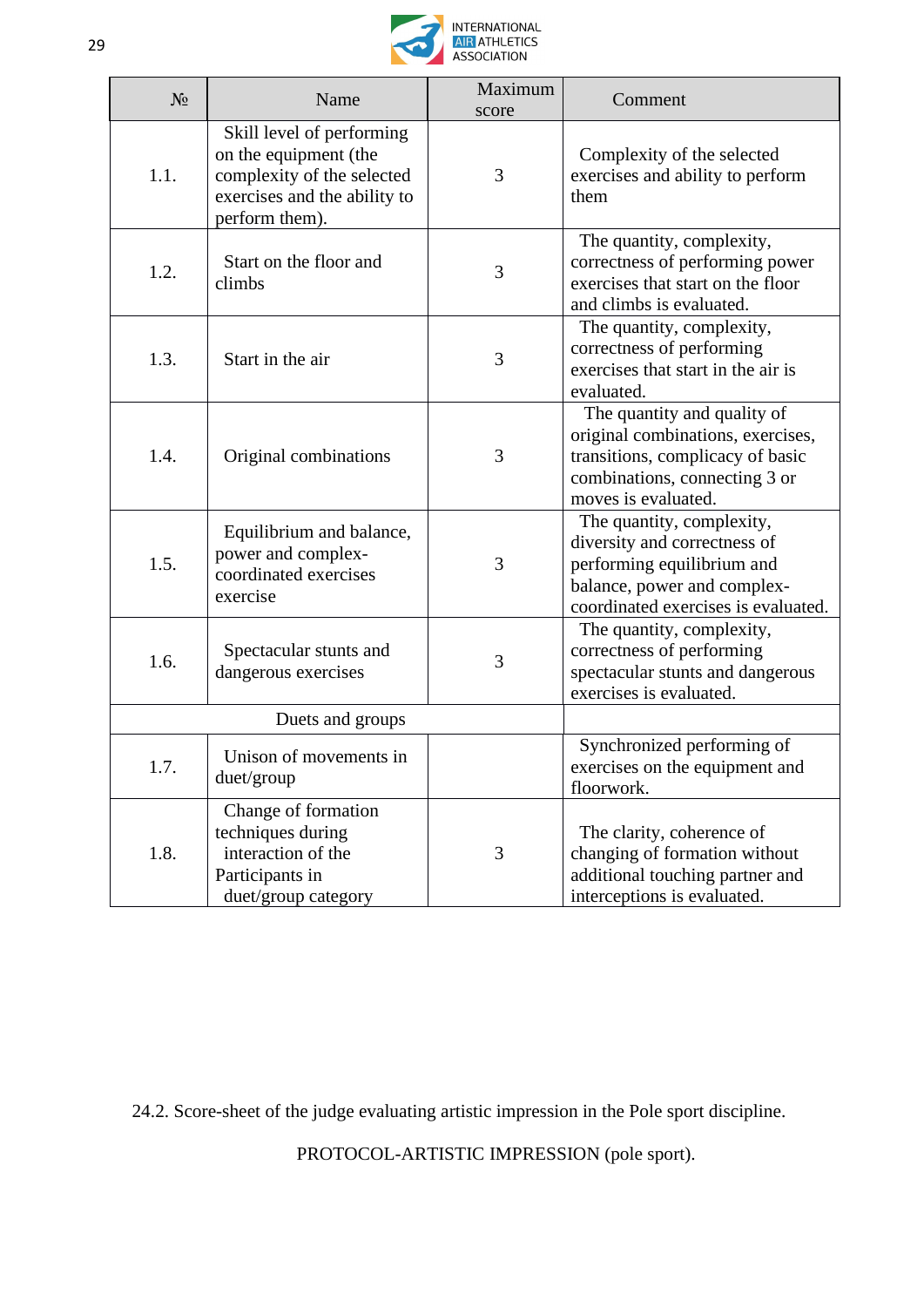| № | Name | Maximum score | Comment |
|---|---|---|---|
| 1.1. | Skill level of performing on the equipment (the complexity of the selected exercises and the ability to perform them). | 3 | Complexity of the selected exercises and ability to perform them |
| 1.2. | Start on the floor and climbs | 3 | The quantity, complexity, correctness of performing power exercises that start on the floor and climbs is evaluated. |
| 1.3. | Start in the air | 3 | The quantity, complexity, correctness of performing exercises that start in the air is evaluated. |
| 1.4. | Original combinations | 3 | The quantity and quality of original combinations, exercises, transitions, complicacy of basic combinations, connecting 3 or moves is evaluated. |
| 1.5. | Equilibrium and balance, power and complex-coordinated exercises exercise | 3 | The quantity, complexity, diversity and correctness of performing equilibrium and balance, power and complex-coordinated exercises is evaluated. |
| 1.6. | Spectacular stunts and dangerous exercises | 3 | The quantity, complexity, correctness of performing spectacular stunts and dangerous exercises is evaluated. |
| Duets and groups | | | |
| 1.7. | Unison of movements in duet/group | | Synchronized performing of exercises on the equipment and floorwork. |
| 1.8. | Change of formation techniques during interaction of the Participants in duet/group category | 3 | The clarity, coherence of changing of formation without additional touching partner and interceptions is evaluated. |

24.2. Score-sheet of the judge evaluating artistic impression in the Pole sport discipline.

PROTOCOL-ARTISTIC IMPRESSION (pole sport).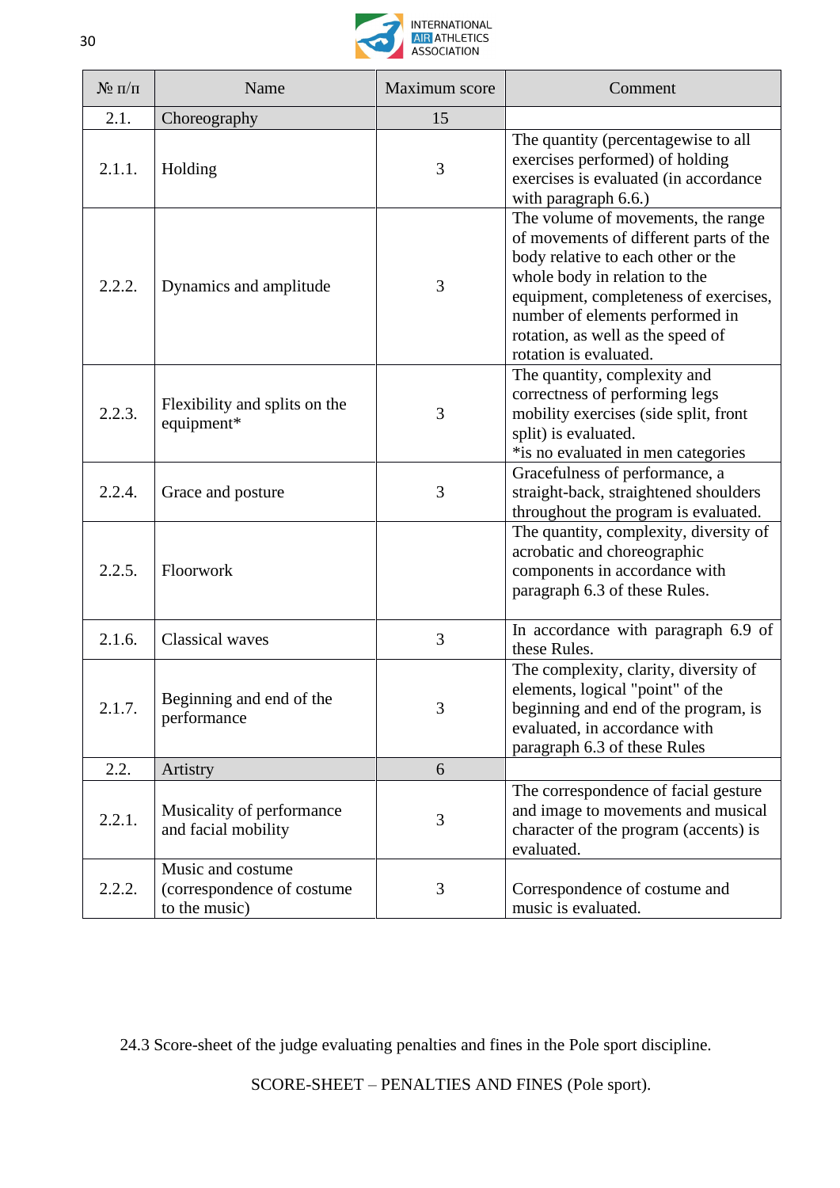| № п/п | Name | Maximum score | Comment |
|---|---|---|---|
| 2.1. | Choreography | 15 | |
| 2.1.1. | Holding | 3 | The quantity (percentagewise to all exercises performed) of holding exercises is evaluated (in accordance with paragraph 6.6.) |
| 2.2.2. | Dynamics and amplitude | 3 | The volume of movements, the range of movements of different parts of the body relative to each other or the whole body in relation to the equipment, completeness of exercises, number of elements performed in rotation, as well as the speed of rotation is evaluated. |
| 2.2.3. | Flexibility and splits on the equipment* | 3 | The quantity, complexity and correctness of performing legs mobility exercises (side split, front split) is evaluated.<br>*is no evaluated in men categories |
| 2.2.4. | Grace and posture | 3 | Gracefulness of performance, a straight-back, straightened shoulders throughout the program is evaluated. |
| 2.2.5. | Floorwork | | The quantity, complexity, diversity of acrobatic and choreographic components in accordance with paragraph 6.3 of these Rules. |
| 2.1.6. | Classical waves | 3 | In accordance with paragraph 6.9 of these Rules. |
| 2.1.7. | Beginning and end of the performance | 3 | The complexity, clarity, diversity of elements, logical "point" of the beginning and end of the program, is evaluated, in accordance with paragraph 6.3 of these Rules |
| 2.2. | Artistry | 6 | |
| 2.2.1. | Musicality of performance and facial mobility | 3 | The correspondence of facial gesture and image to movements and musical character of the program (accents) is evaluated. |
| 2.2.2. | Music and costume (correspondence of costume to the music) | 3 | Correspondence of costume and music is evaluated. |

24.3 Score-sheet of the judge evaluating penalties and fines in the Pole sport discipline.

SCORE-SHEET – PENALTIES AND FINES (Pole sport).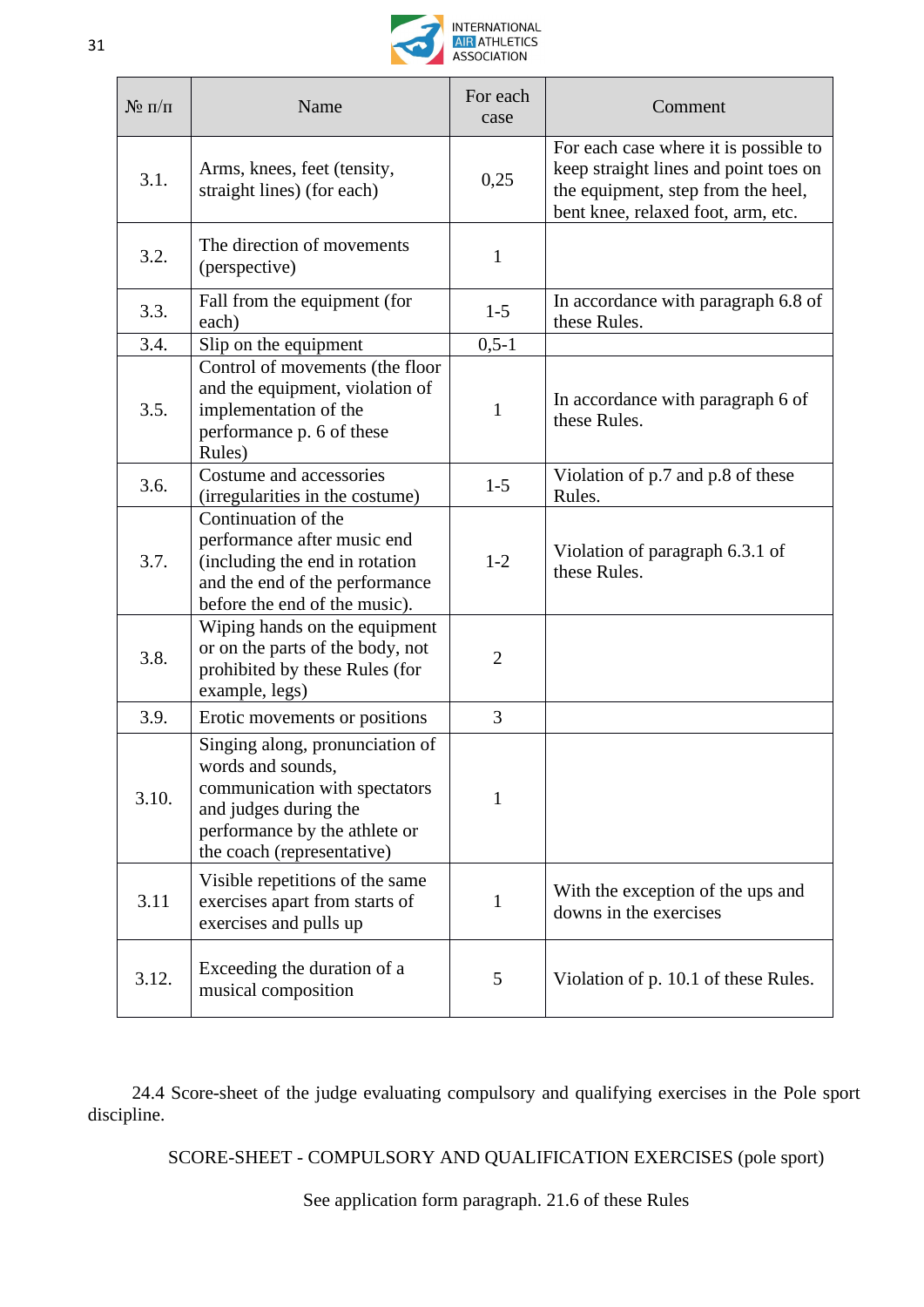| № п/п | Name | For each case | Comment |
|---|---|---|---|
| 3.1. | Arms, knees, feet (tensity, straight lines) (for each) | 0,25 | For each case where it is possible to keep straight lines and point toes on the equipment, step from the heel, bent knee, relaxed foot, arm, etc. |
| 3.2. | The direction of movements (perspective) | 1 | |
| 3.3. | Fall from the equipment (for each) | 1-5 | In accordance with paragraph 6.8 of these Rules. |
| 3.4. | Slip on the equipment | 0,5-1 | |
| 3.5. | Control of movements (the floor and the equipment, violation of implementation of the performance p. 6 of these Rules) | 1 | In accordance with paragraph 6 of these Rules. |
| 3.6. | Costume and accessories (irregularities in the costume) | 1-5 | Violation of p.7 and p.8 of these Rules. |
| 3.7. | Continuation of the performance after music end (including the end in rotation and the end of the performance before the end of the music). | 1-2 | Violation of paragraph 6.3.1 of these Rules. |
| 3.8. | Wiping hands on the equipment or on the parts of the body, not prohibited by these Rules (for example, legs) | 2 | |
| 3.9. | Erotic movements or positions | 3 | |
| 3.10. | Singing along, pronunciation of words and sounds, communication with spectators and judges during the performance by the athlete or the coach (representative) | 1 | |
| 3.11 | Visible repetitions of the same exercises apart from starts of exercises and pulls up | 1 | With the exception of the ups and downs in the exercises |
| 3.12. | Exceeding the duration of a musical composition | 5 | Violation of p. 10.1 of these Rules. |

24.4 Score-sheet of the judge evaluating compulsory and qualifying exercises in the Pole sport discipline.

SCORE-SHEET - COMPULSORY AND QUALIFICATION EXERCISES (pole sport)

See application form paragraph. 21.6 of these Rules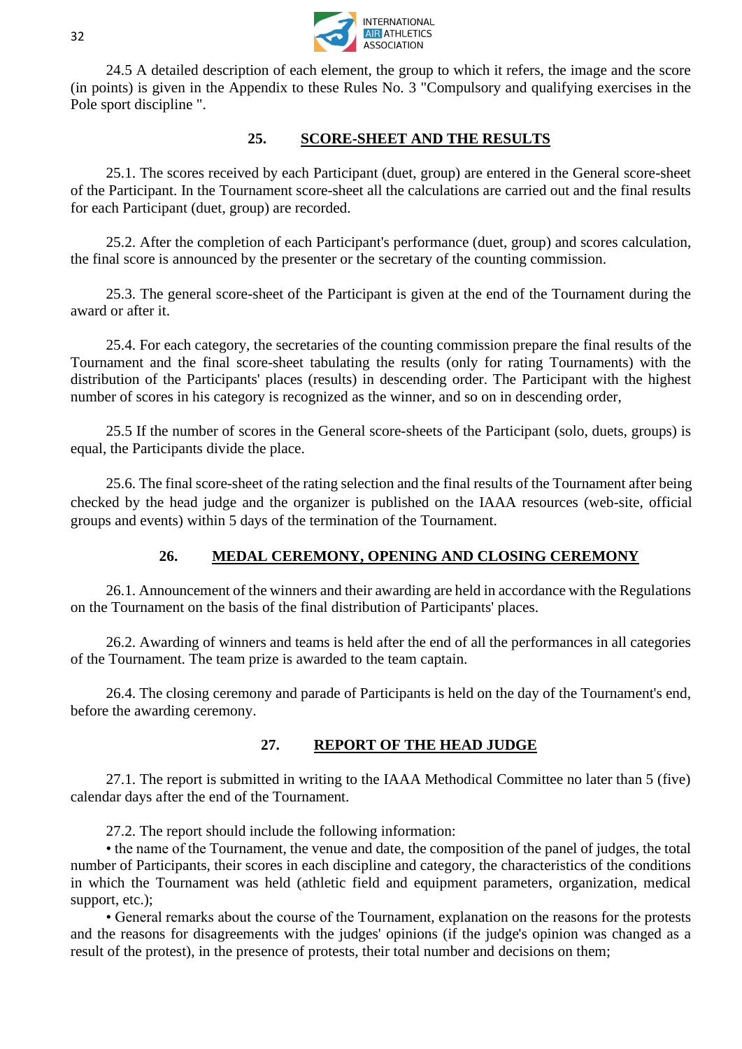24.5 A detailed description of each element, the group to which it refers, the image and the score (in points) is given in the Appendix to these Rules No. 3 "Compulsory and qualifying exercises in the Pole sport discipline ".

## 25. SCORE-SHEET AND THE RESULTS

25.1. The scores received by each Participant (duet, group) are entered in the General score-sheet of the Participant. In the Tournament score-sheet all the calculations are carried out and the final results for each Participant (duet, group) are recorded.

25.2. After the completion of each Participant's performance (duet, group) and scores calculation, the final score is announced by the presenter or the secretary of the counting commission.

25.3. The general score-sheet of the Participant is given at the end of the Tournament during the award or after it.

25.4. For each category, the secretaries of the counting commission prepare the final results of the Tournament and the final score-sheet tabulating the results (only for rating Tournaments) with the distribution of the Participants' places (results) in descending order. The Participant with the highest number of scores in his category is recognized as the winner, and so on in descending order,

25.5 If the number of scores in the General score-sheets of the Participant (solo, duets, groups) is equal, the Participants divide the place.

25.6. The final score-sheet of the rating selection and the final results of the Tournament after being checked by the head judge and the organizer is published on the IAAA resources (web-site, official groups and events) within 5 days of the termination of the Tournament.

## 26. MEDAL CEREMONY, OPENING AND CLOSING CEREMONY

26.1. Announcement of the winners and their awarding are held in accordance with the Regulations on the Tournament on the basis of the final distribution of Participants' places.

26.2. Awarding of winners and teams is held after the end of all the performances in all categories of the Tournament. The team prize is awarded to the team captain.

26.4. The closing ceremony and parade of Participants is held on the day of the Tournament's end, before the awarding ceremony.

## 27. REPORT OF THE HEAD JUDGE

27.1. The report is submitted in writing to the IAAA Methodical Committee no later than 5 (five) calendar days after the end of the Tournament.

27.2. The report should include the following information:

- the name of the Tournament, the venue and date, the composition of the panel of judges, the total number of Participants, their scores in each discipline and category, the characteristics of the conditions in which the Tournament was held (athletic field and equipment parameters, organization, medical support, etc.);
- General remarks about the course of the Tournament, explanation on the reasons for the protests and the reasons for disagreements with the judges' opinions (if the judge's opinion was changed as a result of the protest), in the presence of protests, their total number and decisions on them;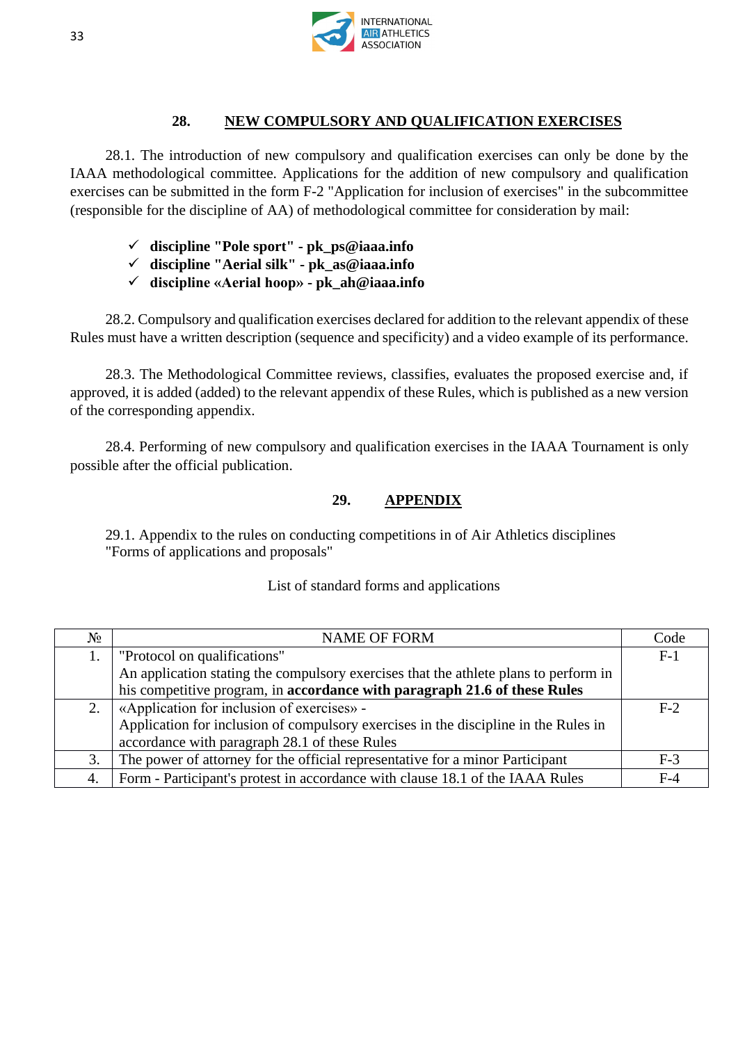## 28. NEW COMPULSORY AND QUALIFICATION EXERCISES

28.1. The introduction of new compulsory and qualification exercises can only be done by the IAAA methodological committee. Applications for the addition of new compulsory and qualification exercises can be submitted in the form F-2 "Application for inclusion of exercises" in the subcommittee (responsible for the discipline of AA) of methodological committee for consideration by mail:

- ✓ **discipline "Pole sport" - pk_ps@iaaa.info**
- ✓ **discipline "Aerial silk" - pk_as@iaaa.info**
- ✓ **discipline «Aerial hoop» - pk_ah@iaaa.info**

28.2. Compulsory and qualification exercises declared for addition to the relevant appendix of these Rules must have a written description (sequence and specificity) and a video example of its performance.

28.3. The Methodological Committee reviews, classifies, evaluates the proposed exercise and, if approved, it is added (added) to the relevant appendix of these Rules, which is published as a new version of the corresponding appendix.

28.4. Performing of new compulsory and qualification exercises in the IAAA Tournament is only possible after the official publication.

## 29. APPENDIX

29.1. Appendix to the rules on conducting competitions in of Air Athletics disciplines "Forms of applications and proposals"

List of standard forms and applications

| № | NAME OF FORM | Code |
|---|---|---|
| 1. | "Protocol on qualifications"<br>An application stating the compulsory exercises that the athlete plans to perform in his competitive program, in **accordance with paragraph 21.6 of these Rules** | F-1 |
| 2. | «Application for inclusion of exercises» -<br>Application for inclusion of compulsory exercises in the discipline in the Rules in accordance with paragraph 28.1 of these Rules | F-2 |
| 3. | The power of attorney for the official representative for a minor Participant | F-3 |
| 4. | Form - Participant's protest in accordance with clause 18.1 of the IAAA Rules | F-4 |